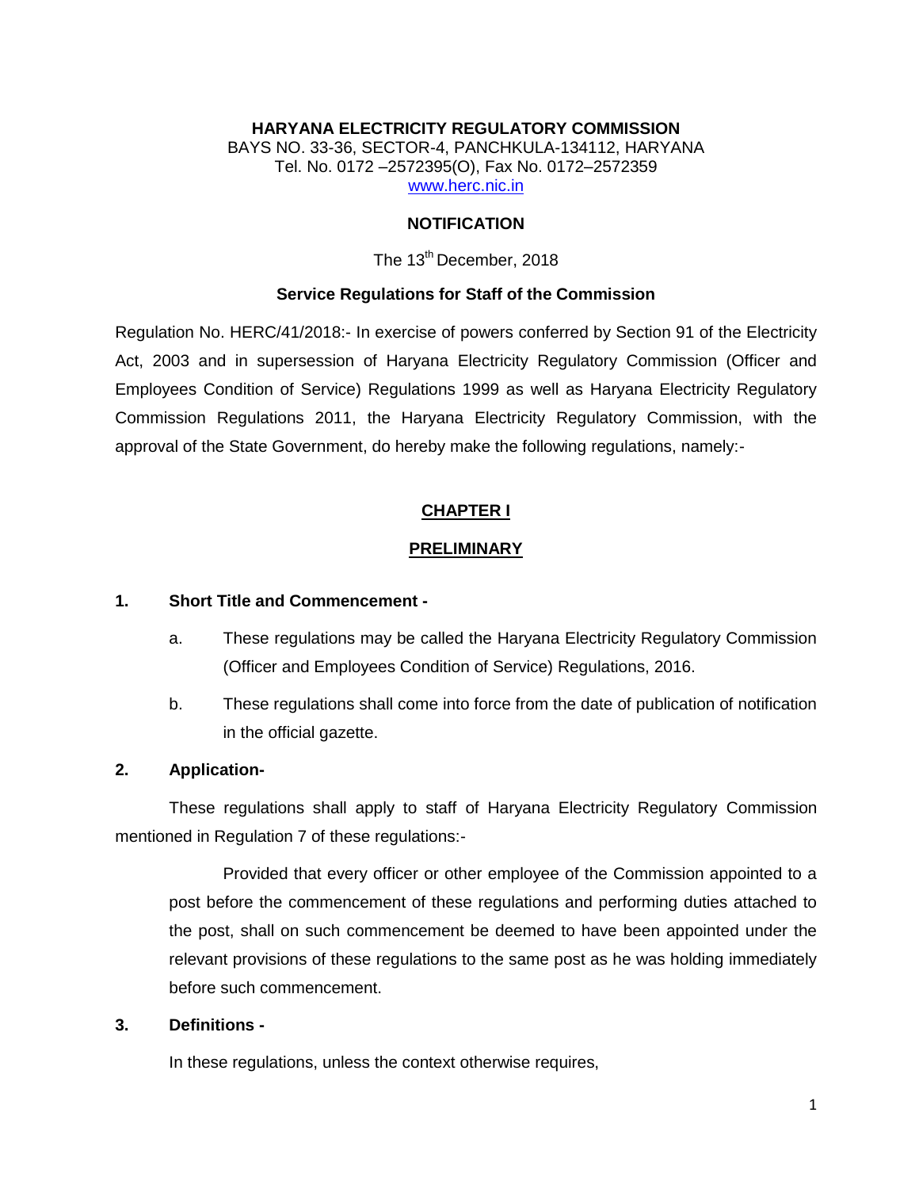**HARYANA ELECTRICITY REGULATORY COMMISSION**
BAYS NO. 33-36, SECTOR-4, PANCHKULA-134112, HARYANA
Tel. No. 0172 –2572395(O), Fax No. 0172–2572359
www.herc.nic.in

**NOTIFICATION**

The 13th December, 2018

**Service Regulations for Staff of the Commission**

Regulation No. HERC/41/2018:- In exercise of powers conferred by Section 91 of the Electricity Act, 2003 and in supersession of Haryana Electricity Regulatory Commission (Officer and Employees Condition of Service) Regulations 1999 as well as Haryana Electricity Regulatory Commission Regulations 2011, the Haryana Electricity Regulatory Commission, with the approval of the State Government, do hereby make the following regulations, namely:-

## CHAPTER I

## PRELIMINARY

### 1. Short Title and Commencement -

a. These regulations may be called the Haryana Electricity Regulatory Commission (Officer and Employees Condition of Service) Regulations, 2016.

b. These regulations shall come into force from the date of publication of notification in the official gazette.

### 2. Application-

These regulations shall apply to staff of Haryana Electricity Regulatory Commission mentioned in Regulation 7 of these regulations:-

Provided that every officer or other employee of the Commission appointed to a post before the commencement of these regulations and performing duties attached to the post, shall on such commencement be deemed to have been appointed under the relevant provisions of these regulations to the same post as he was holding immediately before such commencement.

### 3. Definitions -

In these regulations, unless the context otherwise requires,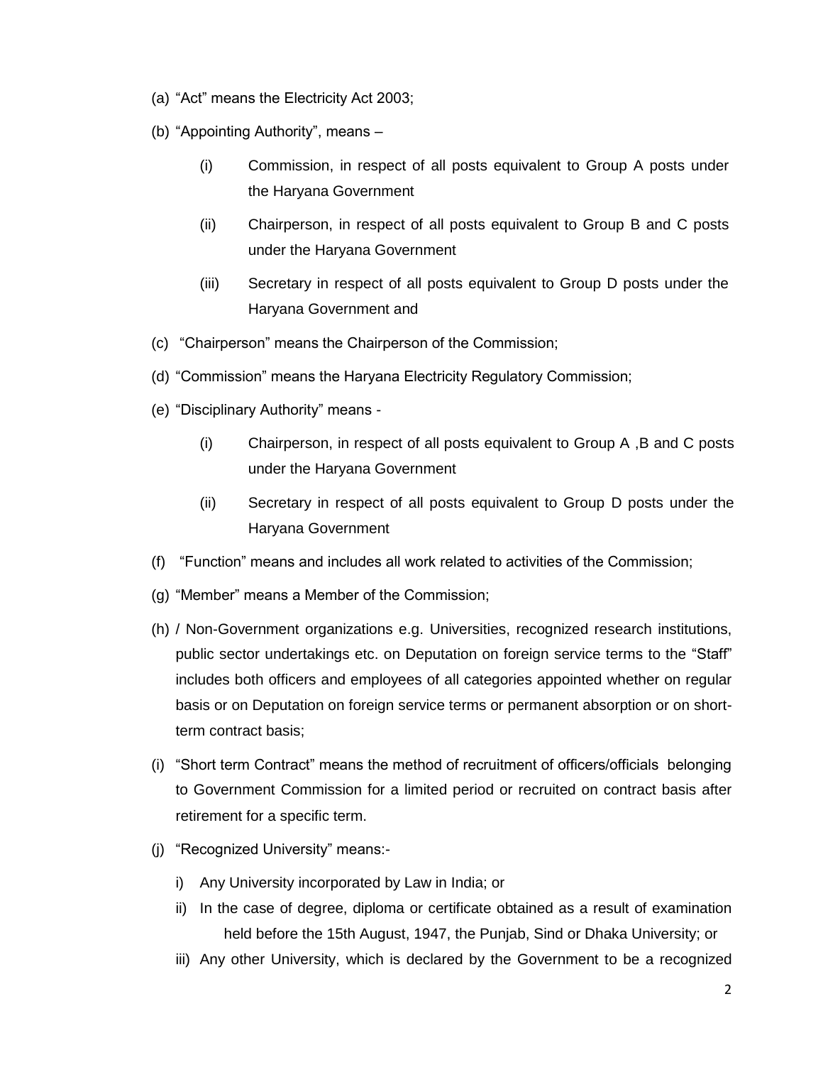(a) "Act" means the Electricity Act 2003;

(b) "Appointing Authority", means –

  (i) Commission, in respect of all posts equivalent to Group A posts under the Haryana Government

  (ii) Chairperson, in respect of all posts equivalent to Group B and C posts under the Haryana Government

  (iii) Secretary in respect of all posts equivalent to Group D posts under the Haryana Government and

(c) "Chairperson" means the Chairperson of the Commission;

(d) "Commission" means the Haryana Electricity Regulatory Commission;

(e) "Disciplinary Authority" means -

  (i) Chairperson, in respect of all posts equivalent to Group A ,B and C posts under the Haryana Government

  (ii) Secretary in respect of all posts equivalent to Group D posts under the Haryana Government

(f) "Function" means and includes all work related to activities of the Commission;

(g) "Member" means a Member of the Commission;

(h) / Non-Government organizations e.g. Universities, recognized research institutions, public sector undertakings etc. on Deputation on foreign service terms to the "Staff" includes both officers and employees of all categories appointed whether on regular basis or on Deputation on foreign service terms or permanent absorption or on short-term contract basis;

(i) "Short term Contract" means the method of recruitment of officers/officials belonging to Government Commission for a limited period or recruited on contract basis after retirement for a specific term.

(j) "Recognized University" means:-

  i) Any University incorporated by Law in India; or

  ii) In the case of degree, diploma or certificate obtained as a result of examination held before the 15th August, 1947, the Punjab, Sind or Dhaka University; or

  iii) Any other University, which is declared by the Government to be a recognized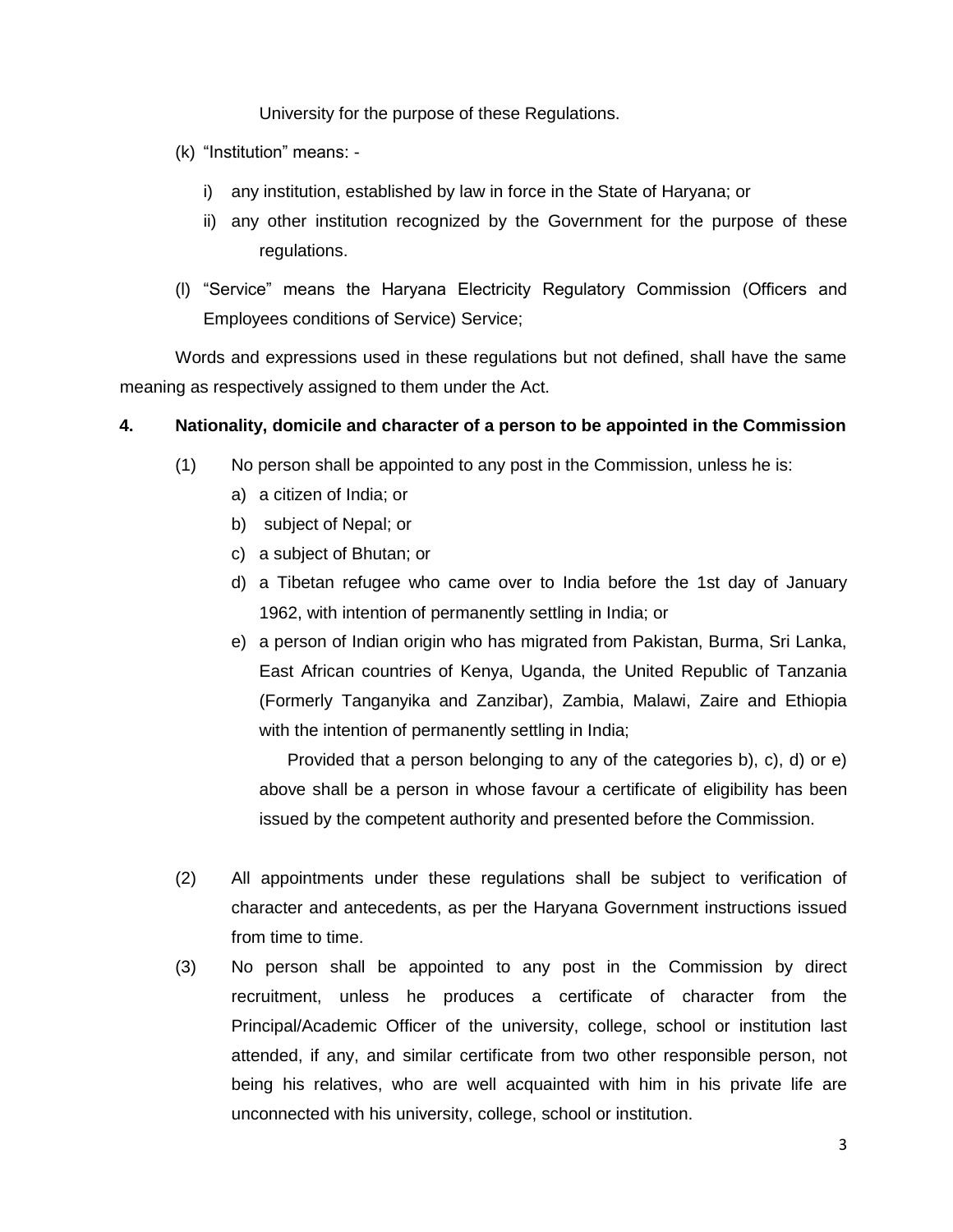University for the purpose of these Regulations.

(k) "Institution" means: -

i) any institution, established by law in force in the State of Haryana; or

ii) any other institution recognized by the Government for the purpose of these regulations.

(l) "Service" means the Haryana Electricity Regulatory Commission (Officers and Employees conditions of Service) Service;

Words and expressions used in these regulations but not defined, shall have the same meaning as respectively assigned to them under the Act.

**4. Nationality, domicile and character of a person to be appointed in the Commission**

(1) No person shall be appointed to any post in the Commission, unless he is:

a) a citizen of India; or

b) subject of Nepal; or

c) a subject of Bhutan; or

d) a Tibetan refugee who came over to India before the 1st day of January 1962, with intention of permanently settling in India; or

e) a person of Indian origin who has migrated from Pakistan, Burma, Sri Lanka, East African countries of Kenya, Uganda, the United Republic of Tanzania (Formerly Tanganyika and Zanzibar), Zambia, Malawi, Zaire and Ethiopia with the intention of permanently settling in India;

Provided that a person belonging to any of the categories b), c), d) or e) above shall be a person in whose favour a certificate of eligibility has been issued by the competent authority and presented before the Commission.

(2) All appointments under these regulations shall be subject to verification of character and antecedents, as per the Haryana Government instructions issued from time to time.

(3) No person shall be appointed to any post in the Commission by direct recruitment, unless he produces a certificate of character from the Principal/Academic Officer of the university, college, school or institution last attended, if any, and similar certificate from two other responsible person, not being his relatives, who are well acquainted with him in his private life are unconnected with his university, college, school or institution.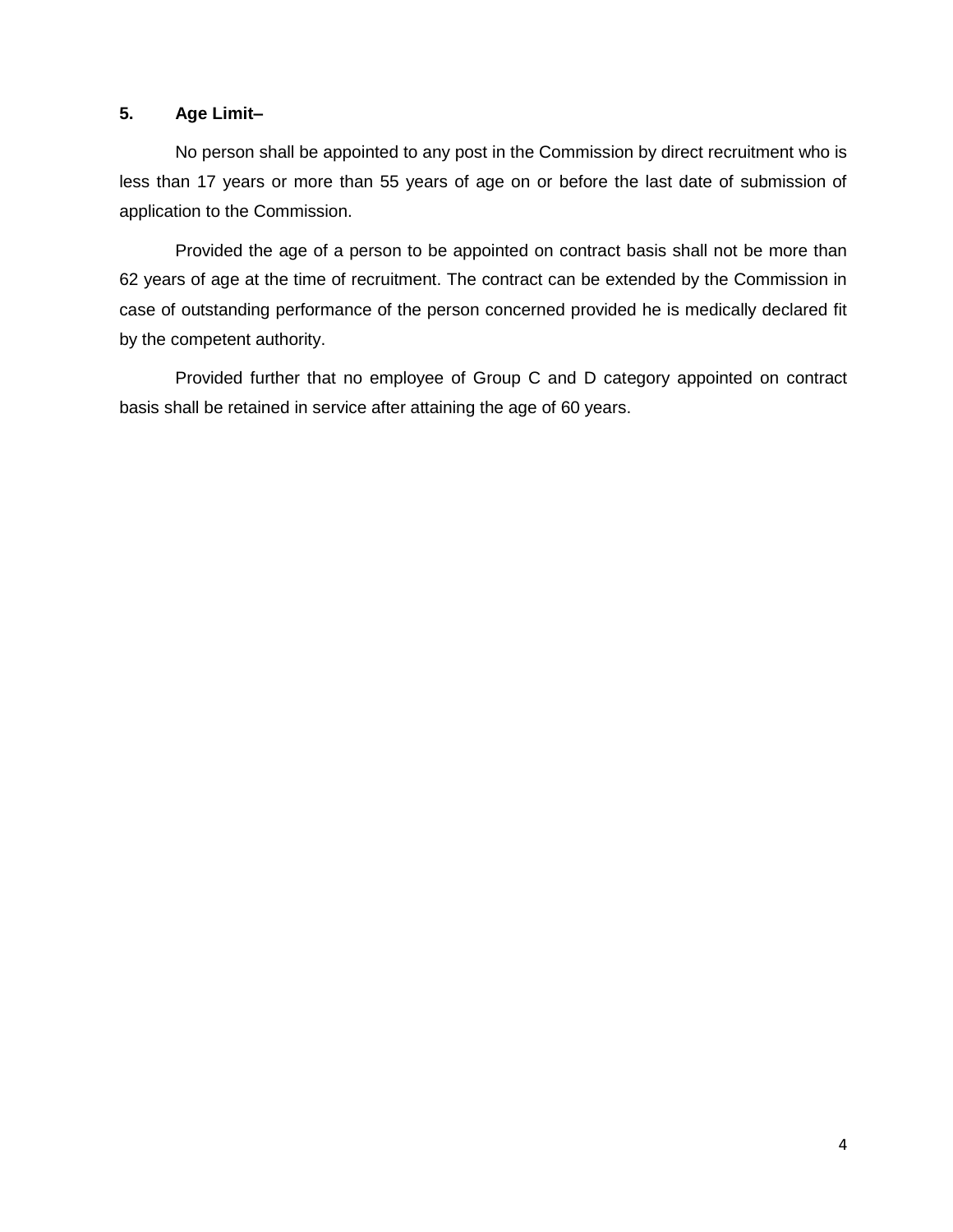**5. Age Limit–**

No person shall be appointed to any post in the Commission by direct recruitment who is less than 17 years or more than 55 years of age on or before the last date of submission of application to the Commission.

Provided the age of a person to be appointed on contract basis shall not be more than 62 years of age at the time of recruitment. The contract can be extended by the Commission in case of outstanding performance of the person concerned provided he is medically declared fit by the competent authority.

Provided further that no employee of Group C and D category appointed on contract basis shall be retained in service after attaining the age of 60 years.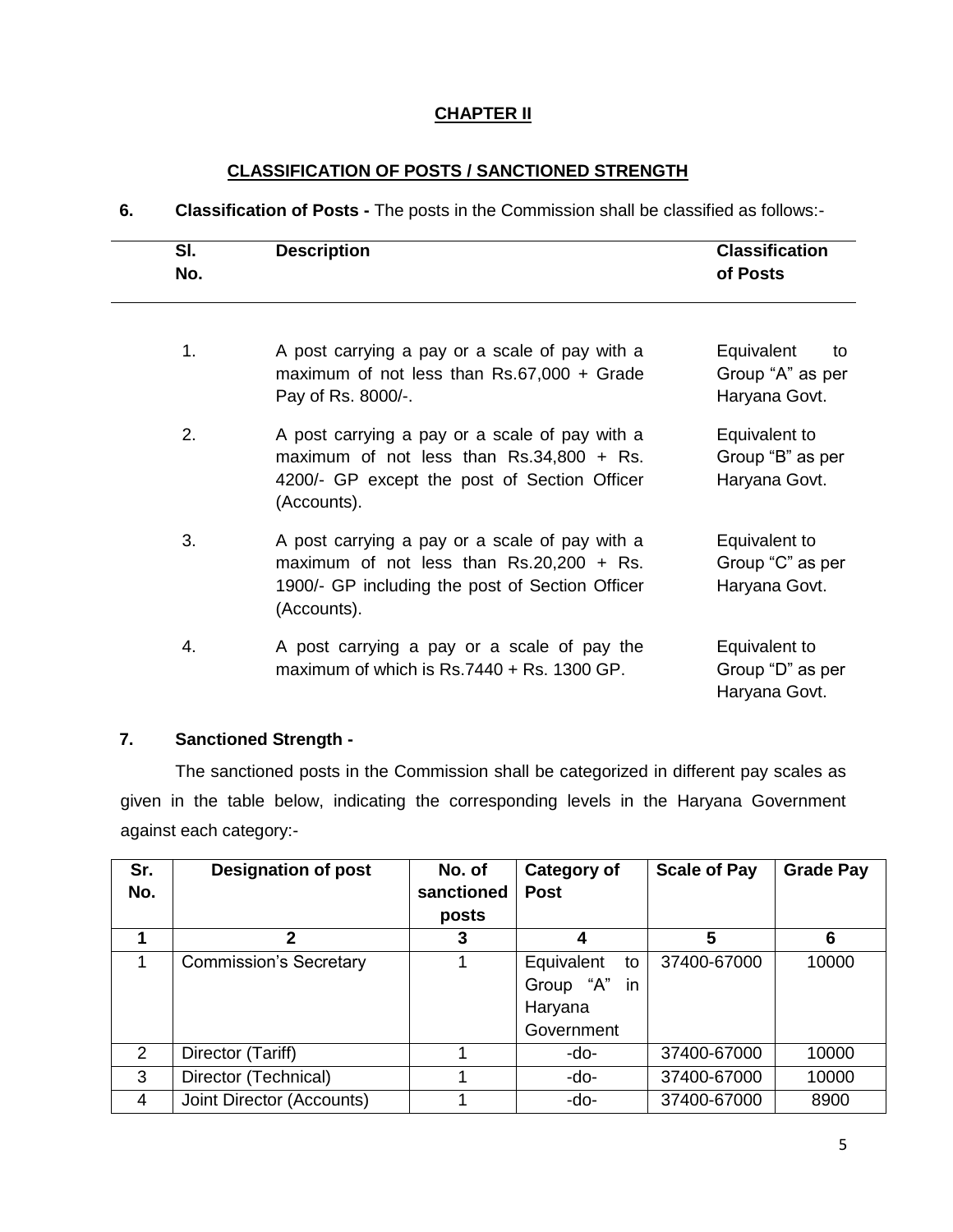## CHAPTER II

## CLASSIFICATION OF POSTS / SANCTIONED STRENGTH

**6. Classification of Posts -** The posts in the Commission shall be classified as follows:-

| Sl. No. | Description | Classification of Posts |
|---|---|---|
| 1. | A post carrying a pay or a scale of pay with a maximum of not less than Rs.67,000 + Grade Pay of Rs. 8000/-. | Equivalent to Group "A" as per Haryana Govt. |
| 2. | A post carrying a pay or a scale of pay with a maximum of not less than Rs.34,800 + Rs. 4200/- GP except the post of Section Officer (Accounts). | Equivalent to Group "B" as per Haryana Govt. |
| 3. | A post carrying a pay or a scale of pay with a maximum of not less than Rs.20,200 + Rs. 1900/- GP including the post of Section Officer (Accounts). | Equivalent to Group "C" as per Haryana Govt. |
| 4. | A post carrying a pay or a scale of pay the maximum of which is Rs.7440 + Rs. 1300 GP. | Equivalent to Group "D" as per Haryana Govt. |

**7. Sanctioned Strength -**

The sanctioned posts in the Commission shall be categorized in different pay scales as given in the table below, indicating the corresponding levels in the Haryana Government against each category:-

| Sr. No. | Designation of post | No. of sanctioned posts | Category of Post | Scale of Pay | Grade Pay |
|---|---|---|---|---|---|
| **1** | **2** | **3** | **4** | **5** | **6** |
| 1 | Commission's Secretary | 1 | Equivalent to Group "A" in Haryana Government | 37400-67000 | 10000 |
| 2 | Director (Tariff) | 1 | -do- | 37400-67000 | 10000 |
| 3 | Director (Technical) | 1 | -do- | 37400-67000 | 10000 |
| 4 | Joint Director (Accounts) | 1 | -do- | 37400-67000 | 8900 |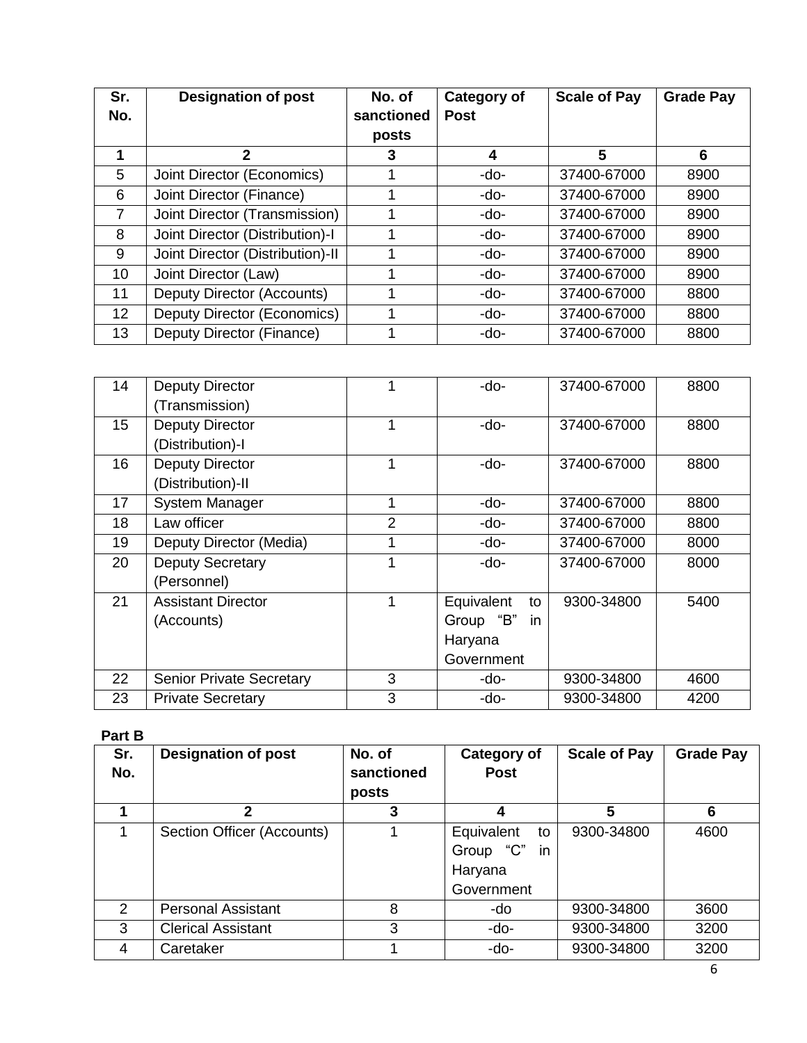| Sr. No. | Designation of post | No. of sanctioned posts | Category of Post | Scale of Pay | Grade Pay |
|---|---|---|---|---|---|
| 1 | 2 | 3 | 4 | 5 | 6 |
| 5 | Joint Director (Economics) | 1 | -do- | 37400-67000 | 8900 |
| 6 | Joint Director (Finance) | 1 | -do- | 37400-67000 | 8900 |
| 7 | Joint Director (Transmission) | 1 | -do- | 37400-67000 | 8900 |
| 8 | Joint Director (Distribution)-I | 1 | -do- | 37400-67000 | 8900 |
| 9 | Joint Director (Distribution)-II | 1 | -do- | 37400-67000 | 8900 |
| 10 | Joint Director (Law) | 1 | -do- | 37400-67000 | 8900 |
| 11 | Deputy Director (Accounts) | 1 | -do- | 37400-67000 | 8800 |
| 12 | Deputy Director (Economics) | 1 | -do- | 37400-67000 | 8800 |
| 13 | Deputy Director (Finance) | 1 | -do- | 37400-67000 | 8800 |
| 14 | Deputy Director (Transmission) | 1 | -do- | 37400-67000 | 8800 |
| 15 | Deputy Director (Distribution)-I | 1 | -do- | 37400-67000 | 8800 |
| 16 | Deputy Director (Distribution)-II | 1 | -do- | 37400-67000 | 8800 |
| 17 | System Manager | 1 | -do- | 37400-67000 | 8800 |
| 18 | Law officer | 2 | -do- | 37400-67000 | 8800 |
| 19 | Deputy Director (Media) | 1 | -do- | 37400-67000 | 8000 |
| 20 | Deputy Secretary (Personnel) | 1 | -do- | 37400-67000 | 8000 |
| 21 | Assistant Director (Accounts) | 1 | Equivalent to Group "B" in Haryana Government | 9300-34800 | 5400 |
| 22 | Senior Private Secretary | 3 | -do- | 9300-34800 | 4600 |
| 23 | Private Secretary | 3 | -do- | 9300-34800 | 4200 |

**Part B**

| Sr. No. | Designation of post | No. of sanctioned posts | Category of Post | Scale of Pay | Grade Pay |
|---|---|---|---|---|---|
| 1 | 2 | 3 | 4 | 5 | 6 |
| 1 | Section Officer (Accounts) | 1 | Equivalent to Group "C" in Haryana Government | 9300-34800 | 4600 |
| 2 | Personal Assistant | 8 | -do | 9300-34800 | 3600 |
| 3 | Clerical Assistant | 3 | -do- | 9300-34800 | 3200 |
| 4 | Caretaker | 1 | -do- | 9300-34800 | 3200 |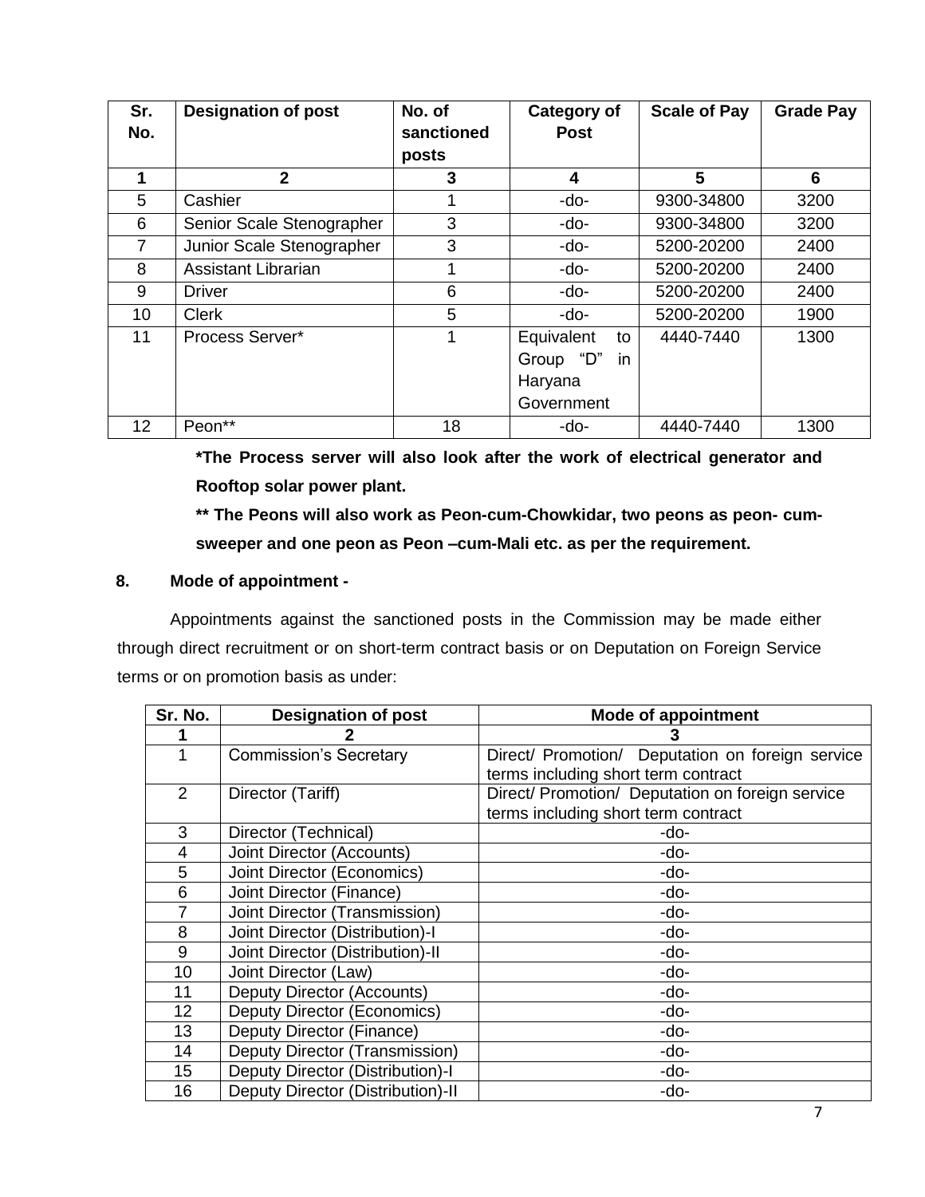| Sr. No. | Designation of post | No. of sanctioned posts | Category of Post | Scale of Pay | Grade Pay |
|---|---|---|---|---|---|
| 1 | 2 | 3 | 4 | 5 | 6 |
| 5 | Cashier | 1 | -do- | 9300-34800 | 3200 |
| 6 | Senior Scale Stenographer | 3 | -do- | 9300-34800 | 3200 |
| 7 | Junior Scale Stenographer | 3 | -do- | 5200-20200 | 2400 |
| 8 | Assistant Librarian | 1 | -do- | 5200-20200 | 2400 |
| 9 | Driver | 6 | -do- | 5200-20200 | 2400 |
| 10 | Clerk | 5 | -do- | 5200-20200 | 1900 |
| 11 | Process Server* | 1 | Equivalent to Group "D" in Haryana Government | 4440-7440 | 1300 |
| 12 | Peon** | 18 | -do- | 4440-7440 | 1300 |

**\*The Process server will also look after the work of electrical generator and Rooftop solar power plant.**

**\*\* The Peons will also work as Peon-cum-Chowkidar, two peons as peon- cum-sweeper and one peon as Peon –cum-Mali etc. as per the requirement.**

**8. Mode of appointment -**

Appointments against the sanctioned posts in the Commission may be made either through direct recruitment or on short-term contract basis or on Deputation on Foreign Service terms or on promotion basis as under:

| Sr. No. | Designation of post | Mode of appointment |
|---|---|---|
| 1 | 2 | 3 |
| 1 | Commission's Secretary | Direct/ Promotion/ Deputation on foreign service terms including short term contract |
| 2 | Director (Tariff) | Direct/ Promotion/ Deputation on foreign service terms including short term contract |
| 3 | Director (Technical) | -do- |
| 4 | Joint Director (Accounts) | -do- |
| 5 | Joint Director (Economics) | -do- |
| 6 | Joint Director (Finance) | -do- |
| 7 | Joint Director (Transmission) | -do- |
| 8 | Joint Director (Distribution)-I | -do- |
| 9 | Joint Director (Distribution)-II | -do- |
| 10 | Joint Director (Law) | -do- |
| 11 | Deputy Director (Accounts) | -do- |
| 12 | Deputy Director (Economics) | -do- |
| 13 | Deputy Director (Finance) | -do- |
| 14 | Deputy Director (Transmission) | -do- |
| 15 | Deputy Director (Distribution)-I | -do- |
| 16 | Deputy Director (Distribution)-II | -do- |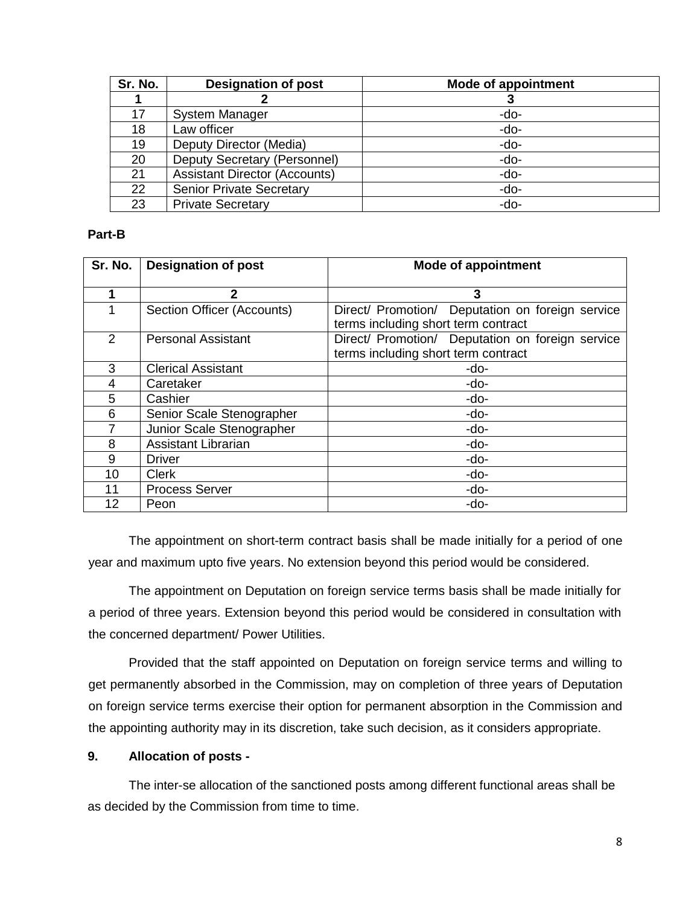| Sr. No. | Designation of post | Mode of appointment |
|---|---|---|
| 1 | 2 | 3 |
| 17 | System Manager | -do- |
| 18 | Law officer | -do- |
| 19 | Deputy Director (Media) | -do- |
| 20 | Deputy Secretary (Personnel) | -do- |
| 21 | Assistant Director (Accounts) | -do- |
| 22 | Senior Private Secretary | -do- |
| 23 | Private Secretary | -do- |

**Part-B**

| Sr. No. | Designation of post | Mode of appointment |
|---|---|---|
| 1 | 2 | 3 |
| 1 | Section Officer (Accounts) | Direct/ Promotion/ Deputation on foreign service terms including short term contract |
| 2 | Personal Assistant | Direct/ Promotion/ Deputation on foreign service terms including short term contract |
| 3 | Clerical Assistant | -do- |
| 4 | Caretaker | -do- |
| 5 | Cashier | -do- |
| 6 | Senior Scale Stenographer | -do- |
| 7 | Junior Scale Stenographer | -do- |
| 8 | Assistant Librarian | -do- |
| 9 | Driver | -do- |
| 10 | Clerk | -do- |
| 11 | Process Server | -do- |
| 12 | Peon | -do- |

The appointment on short-term contract basis shall be made initially for a period of one year and maximum upto five years. No extension beyond this period would be considered.

The appointment on Deputation on foreign service terms basis shall be made initially for a period of three years. Extension beyond this period would be considered in consultation with the concerned department/ Power Utilities.

Provided that the staff appointed on Deputation on foreign service terms and willing to get permanently absorbed in the Commission, may on completion of three years of Deputation on foreign service terms exercise their option for permanent absorption in the Commission and the appointing authority may in its discretion, take such decision, as it considers appropriate.

**9. Allocation of posts -**

The inter-se allocation of the sanctioned posts among different functional areas shall be as decided by the Commission from time to time.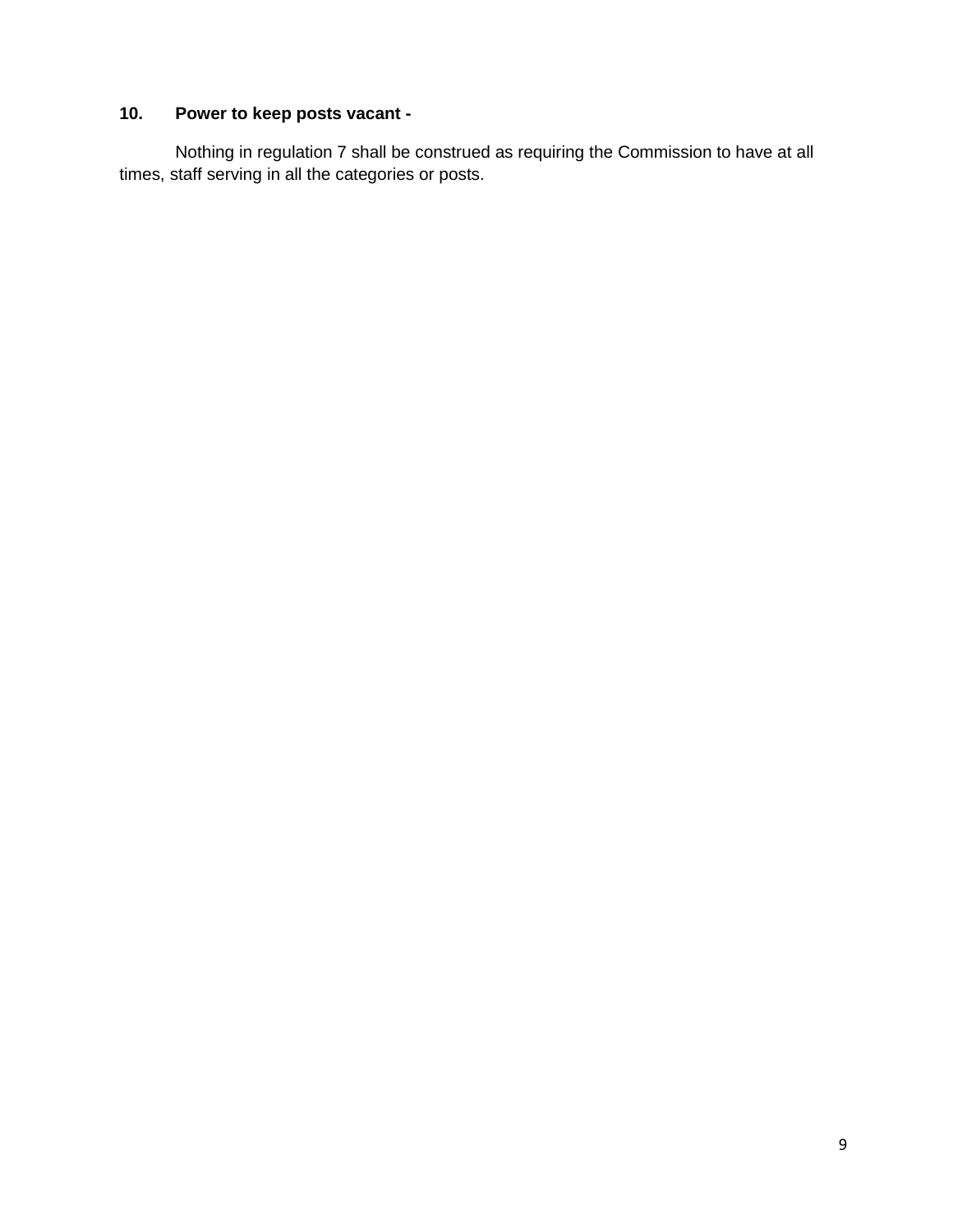**10. Power to keep posts vacant -**

Nothing in regulation 7 shall be construed as requiring the Commission to have at all times, staff serving in all the categories or posts.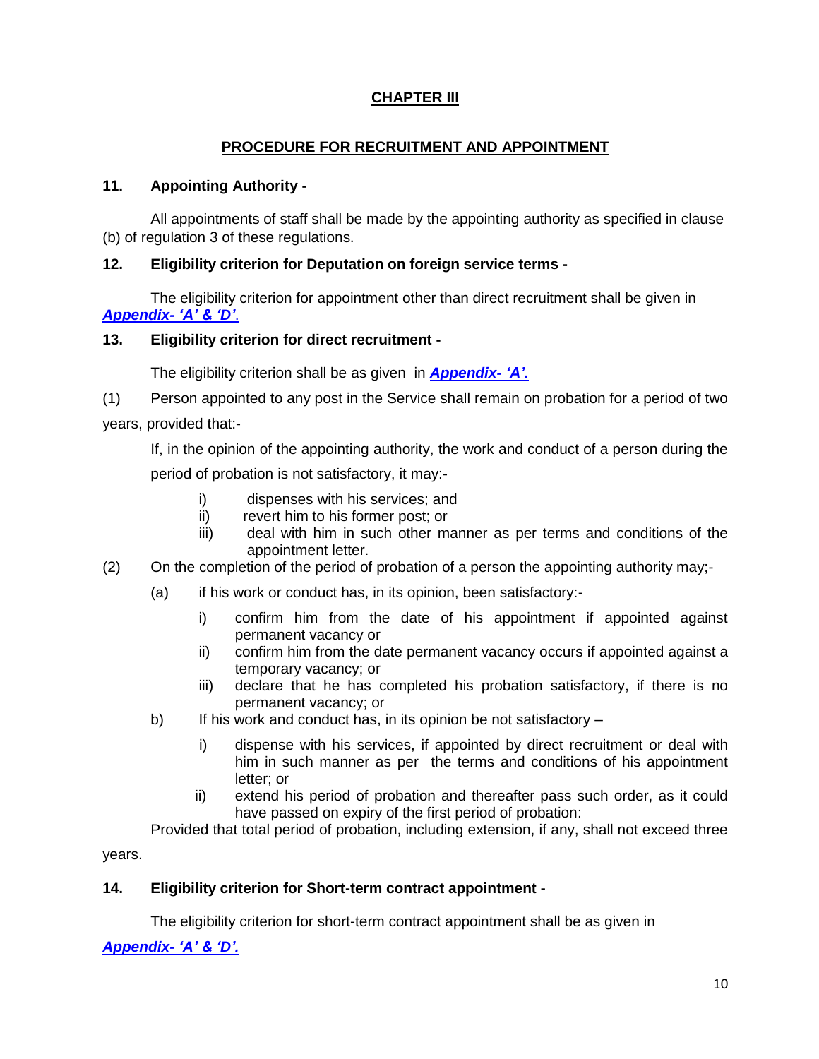## CHAPTER III

## PROCEDURE FOR RECRUITMENT AND APPOINTMENT

**11. Appointing Authority -**

All appointments of staff shall be made by the appointing authority as specified in clause (b) of regulation 3 of these regulations.

**12. Eligibility criterion for Deputation on foreign service terms -**

The eligibility criterion for appointment other than direct recruitment shall be given in ***Appendix- 'A' & 'D'.***

**13. Eligibility criterion for direct recruitment -**

The eligibility criterion shall be as given in ***Appendix- 'A'.***

(1) Person appointed to any post in the Service shall remain on probation for a period of two years, provided that:-

If, in the opinion of the appointing authority, the work and conduct of a person during the period of probation is not satisfactory, it may:-

- i) dispenses with his services; and
- ii) revert him to his former post; or
- iii) deal with him in such other manner as per terms and conditions of the appointment letter.

(2) On the completion of the period of probation of a person the appointing authority may;-

(a) if his work or conduct has, in its opinion, been satisfactory:-

- i) confirm him from the date of his appointment if appointed against permanent vacancy or
- ii) confirm him from the date permanent vacancy occurs if appointed against a temporary vacancy; or
- iii) declare that he has completed his probation satisfactory, if there is no permanent vacancy; or

b) If his work and conduct has, in its opinion be not satisfactory –

- i) dispense with his services, if appointed by direct recruitment or deal with him in such manner as per the terms and conditions of his appointment letter; or
- ii) extend his period of probation and thereafter pass such order, as it could have passed on expiry of the first period of probation:

Provided that total period of probation, including extension, if any, shall not exceed three years.

**14. Eligibility criterion for Short-term contract appointment -**

The eligibility criterion for short-term contract appointment shall be as given in ***Appendix- 'A' & 'D'.***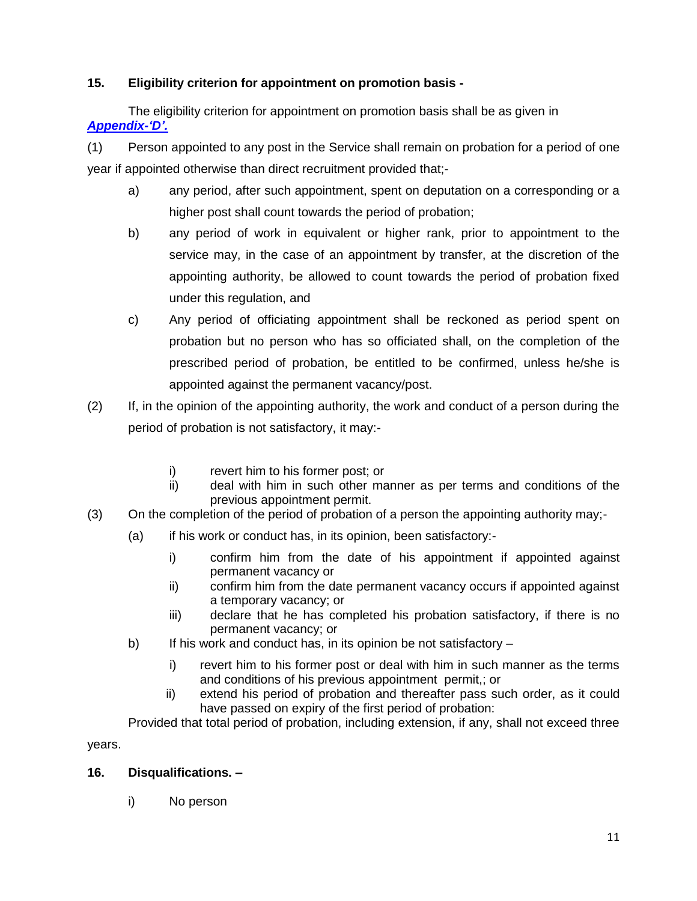**15. Eligibility criterion for appointment on promotion basis -**

The eligibility criterion for appointment on promotion basis shall be as given in ***Appendix-'D'.***

(1) Person appointed to any post in the Service shall remain on probation for a period of one year if appointed otherwise than direct recruitment provided that;-

a) any period, after such appointment, spent on deputation on a corresponding or a higher post shall count towards the period of probation;

b) any period of work in equivalent or higher rank, prior to appointment to the service may, in the case of an appointment by transfer, at the discretion of the appointing authority, be allowed to count towards the period of probation fixed under this regulation, and

c) Any period of officiating appointment shall be reckoned as period spent on probation but no person who has so officiated shall, on the completion of the prescribed period of probation, be entitled to be confirmed, unless he/she is appointed against the permanent vacancy/post.

(2) If, in the opinion of the appointing authority, the work and conduct of a person during the period of probation is not satisfactory, it may:-

i) revert him to his former post; or
ii) deal with him in such other manner as per terms and conditions of the previous appointment permit.

(3) On the completion of the period of probation of a person the appointing authority may;-

(a) if his work or conduct has, in its opinion, been satisfactory:-

i) confirm him from the date of his appointment if appointed against permanent vacancy or
ii) confirm him from the date permanent vacancy occurs if appointed against a temporary vacancy; or
iii) declare that he has completed his probation satisfactory, if there is no permanent vacancy; or

b) If his work and conduct has, in its opinion be not satisfactory –

i) revert him to his former post or deal with him in such manner as the terms and conditions of his previous appointment permit,; or
ii) extend his period of probation and thereafter pass such order, as it could have passed on expiry of the first period of probation:

Provided that total period of probation, including extension, if any, shall not exceed three years.

**16. Disqualifications. –**

i) No person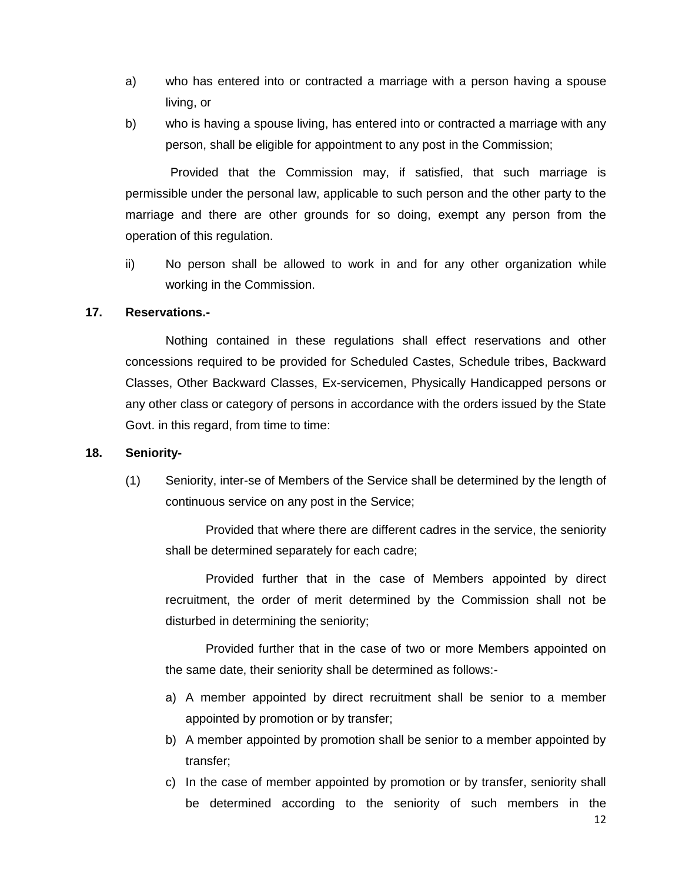a) who has entered into or contracted a marriage with a person having a spouse living, or

b) who is having a spouse living, has entered into or contracted a marriage with any person, shall be eligible for appointment to any post in the Commission;

Provided that the Commission may, if satisfied, that such marriage is permissible under the personal law, applicable to such person and the other party to the marriage and there are other grounds for so doing, exempt any person from the operation of this regulation.

ii) No person shall be allowed to work in and for any other organization while working in the Commission.

**17. Reservations.-**

Nothing contained in these regulations shall effect reservations and other concessions required to be provided for Scheduled Castes, Schedule tribes, Backward Classes, Other Backward Classes, Ex-servicemen, Physically Handicapped persons or any other class or category of persons in accordance with the orders issued by the State Govt. in this regard, from time to time:

**18. Seniority-**

(1) Seniority, inter-se of Members of the Service shall be determined by the length of continuous service on any post in the Service;

Provided that where there are different cadres in the service, the seniority shall be determined separately for each cadre;

Provided further that in the case of Members appointed by direct recruitment, the order of merit determined by the Commission shall not be disturbed in determining the seniority;

Provided further that in the case of two or more Members appointed on the same date, their seniority shall be determined as follows:-

a) A member appointed by direct recruitment shall be senior to a member appointed by promotion or by transfer;

b) A member appointed by promotion shall be senior to a member appointed by transfer;

c) In the case of member appointed by promotion or by transfer, seniority shall be determined according to the seniority of such members in the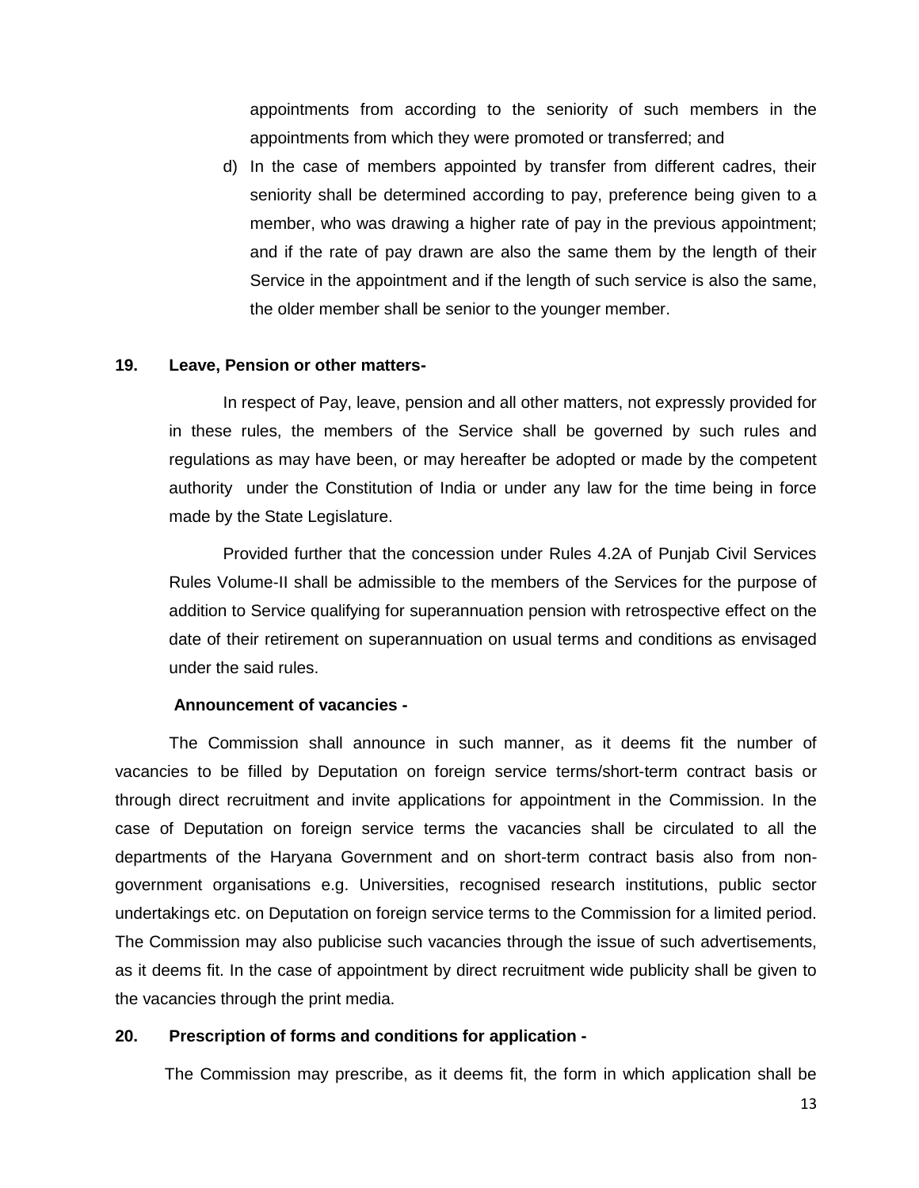appointments from according to the seniority of such members in the appointments from which they were promoted or transferred; and

d) In the case of members appointed by transfer from different cadres, their seniority shall be determined according to pay, preference being given to a member, who was drawing a higher rate of pay in the previous appointment; and if the rate of pay drawn are also the same them by the length of their Service in the appointment and if the length of such service is also the same, the older member shall be senior to the younger member.

**19. Leave, Pension or other matters-**

In respect of Pay, leave, pension and all other matters, not expressly provided for in these rules, the members of the Service shall be governed by such rules and regulations as may have been, or may hereafter be adopted or made by the competent authority under the Constitution of India or under any law for the time being in force made by the State Legislature.

Provided further that the concession under Rules 4.2A of Punjab Civil Services Rules Volume-II shall be admissible to the members of the Services for the purpose of addition to Service qualifying for superannuation pension with retrospective effect on the date of their retirement on superannuation on usual terms and conditions as envisaged under the said rules.

**Announcement of vacancies -**

The Commission shall announce in such manner, as it deems fit the number of vacancies to be filled by Deputation on foreign service terms/short-term contract basis or through direct recruitment and invite applications for appointment in the Commission. In the case of Deputation on foreign service terms the vacancies shall be circulated to all the departments of the Haryana Government and on short-term contract basis also from non-government organisations e.g. Universities, recognised research institutions, public sector undertakings etc. on Deputation on foreign service terms to the Commission for a limited period. The Commission may also publicise such vacancies through the issue of such advertisements, as it deems fit. In the case of appointment by direct recruitment wide publicity shall be given to the vacancies through the print media.

**20. Prescription of forms and conditions for application -**

The Commission may prescribe, as it deems fit, the form in which application shall be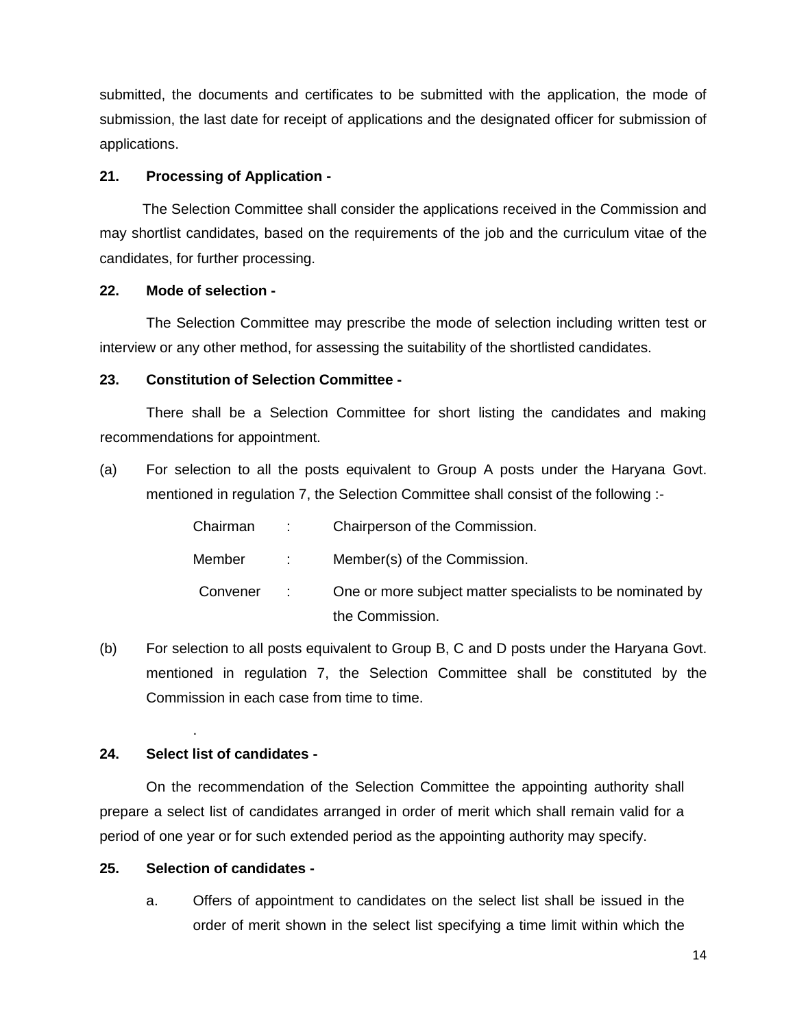submitted, the documents and certificates to be submitted with the application, the mode of submission, the last date for receipt of applications and the designated officer for submission of applications.

**21. Processing of Application -**

The Selection Committee shall consider the applications received in the Commission and may shortlist candidates, based on the requirements of the job and the curriculum vitae of the candidates, for further processing.

**22. Mode of selection -**

The Selection Committee may prescribe the mode of selection including written test or interview or any other method, for assessing the suitability of the shortlisted candidates.

**23. Constitution of Selection Committee -**

There shall be a Selection Committee for short listing the candidates and making recommendations for appointment.

(a) For selection to all the posts equivalent to Group A posts under the Haryana Govt. mentioned in regulation 7, the Selection Committee shall consist of the following :-

| | | |
|---|---|---|
| Chairman | : | Chairperson of the Commission. |
| Member | : | Member(s) of the Commission. |
| Convener | : | One or more subject matter specialists to be nominated by the Commission. |

(b) For selection to all posts equivalent to Group B, C and D posts under the Haryana Govt. mentioned in regulation 7, the Selection Committee shall be constituted by the Commission in each case from time to time.

.

**24. Select list of candidates -**

On the recommendation of the Selection Committee the appointing authority shall prepare a select list of candidates arranged in order of merit which shall remain valid for a period of one year or for such extended period as the appointing authority may specify.

**25. Selection of candidates -**

a. Offers of appointment to candidates on the select list shall be issued in the order of merit shown in the select list specifying a time limit within which the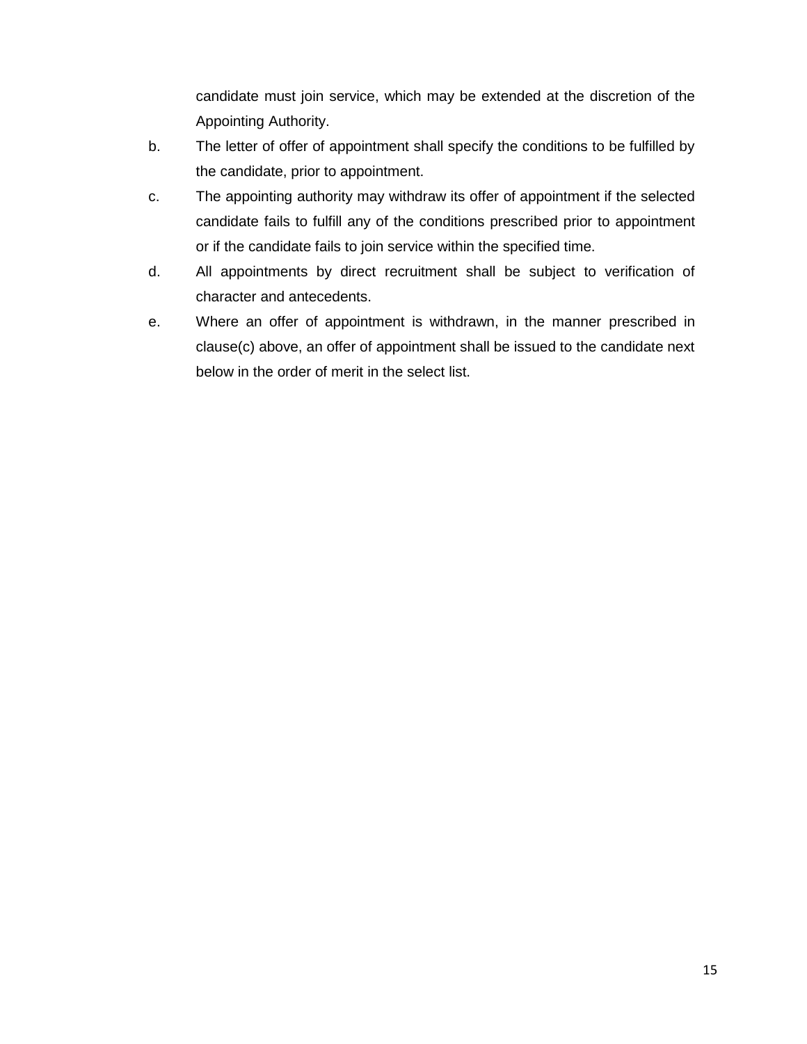candidate must join service, which may be extended at the discretion of the Appointing Authority.

b. The letter of offer of appointment shall specify the conditions to be fulfilled by the candidate, prior to appointment.

c. The appointing authority may withdraw its offer of appointment if the selected candidate fails to fulfill any of the conditions prescribed prior to appointment or if the candidate fails to join service within the specified time.

d. All appointments by direct recruitment shall be subject to verification of character and antecedents.

e. Where an offer of appointment is withdrawn, in the manner prescribed in clause(c) above, an offer of appointment shall be issued to the candidate next below in the order of merit in the select list.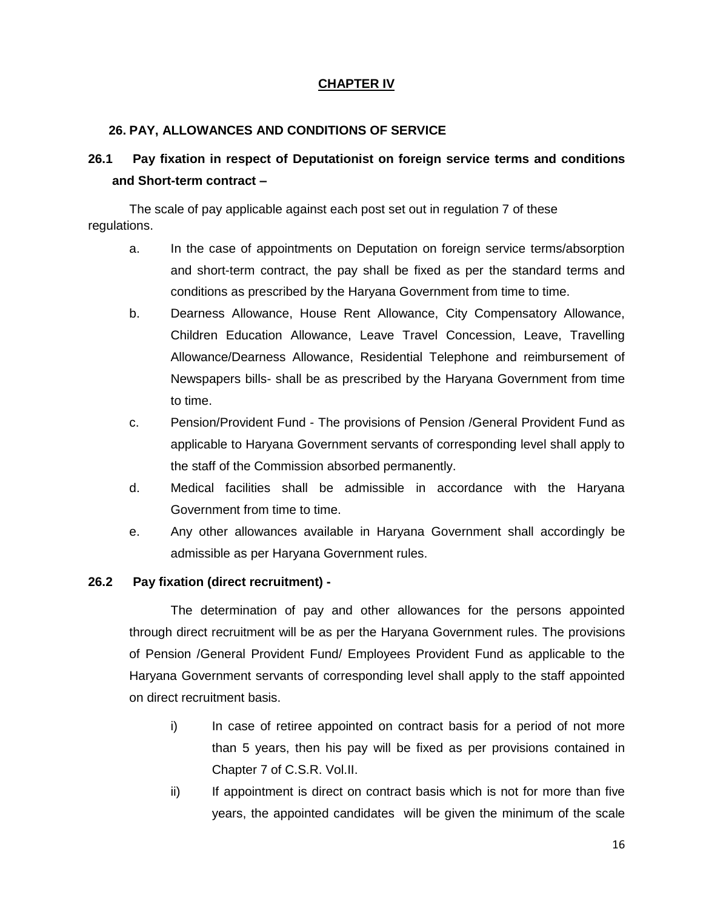# CHAPTER IV

## 26. PAY, ALLOWANCES AND CONDITIONS OF SERVICE

### 26.1 Pay fixation in respect of Deputationist on foreign service terms and conditions and Short-term contract –

The scale of pay applicable against each post set out in regulation 7 of these regulations.

a. In the case of appointments on Deputation on foreign service terms/absorption and short-term contract, the pay shall be fixed as per the standard terms and conditions as prescribed by the Haryana Government from time to time.

b. Dearness Allowance, House Rent Allowance, City Compensatory Allowance, Children Education Allowance, Leave Travel Concession, Leave, Travelling Allowance/Dearness Allowance, Residential Telephone and reimbursement of Newspapers bills- shall be as prescribed by the Haryana Government from time to time.

c. Pension/Provident Fund - The provisions of Pension /General Provident Fund as applicable to Haryana Government servants of corresponding level shall apply to the staff of the Commission absorbed permanently.

d. Medical facilities shall be admissible in accordance with the Haryana Government from time to time.

e. Any other allowances available in Haryana Government shall accordingly be admissible as per Haryana Government rules.

### 26.2 Pay fixation (direct recruitment) -

The determination of pay and other allowances for the persons appointed through direct recruitment will be as per the Haryana Government rules. The provisions of Pension /General Provident Fund/ Employees Provident Fund as applicable to the Haryana Government servants of corresponding level shall apply to the staff appointed on direct recruitment basis.

i) In case of retiree appointed on contract basis for a period of not more than 5 years, then his pay will be fixed as per provisions contained in Chapter 7 of C.S.R. Vol.II.

ii) If appointment is direct on contract basis which is not for more than five years, the appointed candidates will be given the minimum of the scale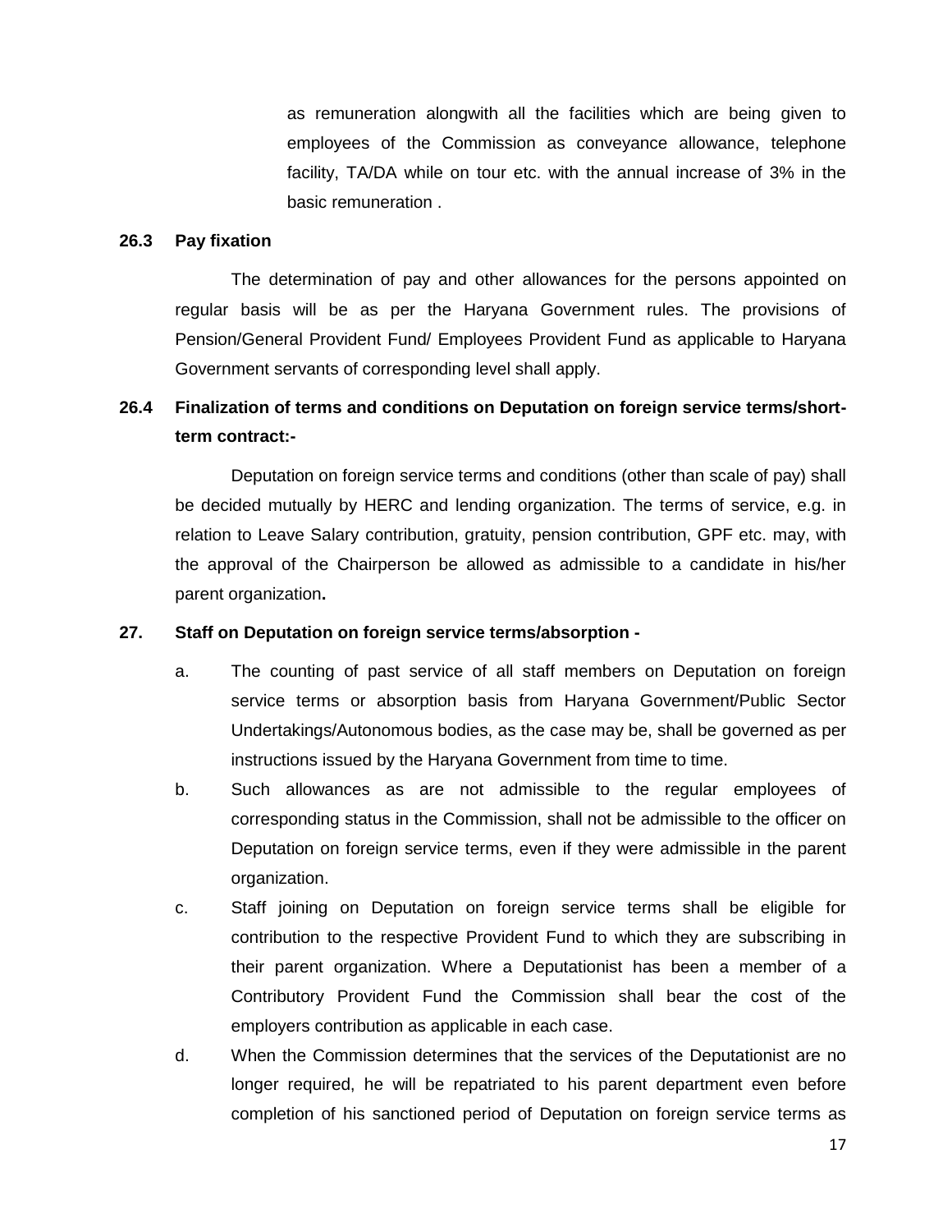as remuneration alongwith all the facilities which are being given to employees of the Commission as conveyance allowance, telephone facility, TA/DA while on tour etc. with the annual increase of 3% in the basic remuneration .

**26.3 Pay fixation**

The determination of pay and other allowances for the persons appointed on regular basis will be as per the Haryana Government rules. The provisions of Pension/General Provident Fund/ Employees Provident Fund as applicable to Haryana Government servants of corresponding level shall apply.

**26.4 Finalization of terms and conditions on Deputation on foreign service terms/short-term contract:-**

Deputation on foreign service terms and conditions (other than scale of pay) shall be decided mutually by HERC and lending organization. The terms of service, e.g. in relation to Leave Salary contribution, gratuity, pension contribution, GPF etc. may, with the approval of the Chairperson be allowed as admissible to a candidate in his/her parent organization**.**

**27. Staff on Deputation on foreign service terms/absorption -**

a. The counting of past service of all staff members on Deputation on foreign service terms or absorption basis from Haryana Government/Public Sector Undertakings/Autonomous bodies, as the case may be, shall be governed as per instructions issued by the Haryana Government from time to time.

b. Such allowances as are not admissible to the regular employees of corresponding status in the Commission, shall not be admissible to the officer on Deputation on foreign service terms, even if they were admissible in the parent organization.

c. Staff joining on Deputation on foreign service terms shall be eligible for contribution to the respective Provident Fund to which they are subscribing in their parent organization. Where a Deputationist has been a member of a Contributory Provident Fund the Commission shall bear the cost of the employers contribution as applicable in each case.

d. When the Commission determines that the services of the Deputationist are no longer required, he will be repatriated to his parent department even before completion of his sanctioned period of Deputation on foreign service terms as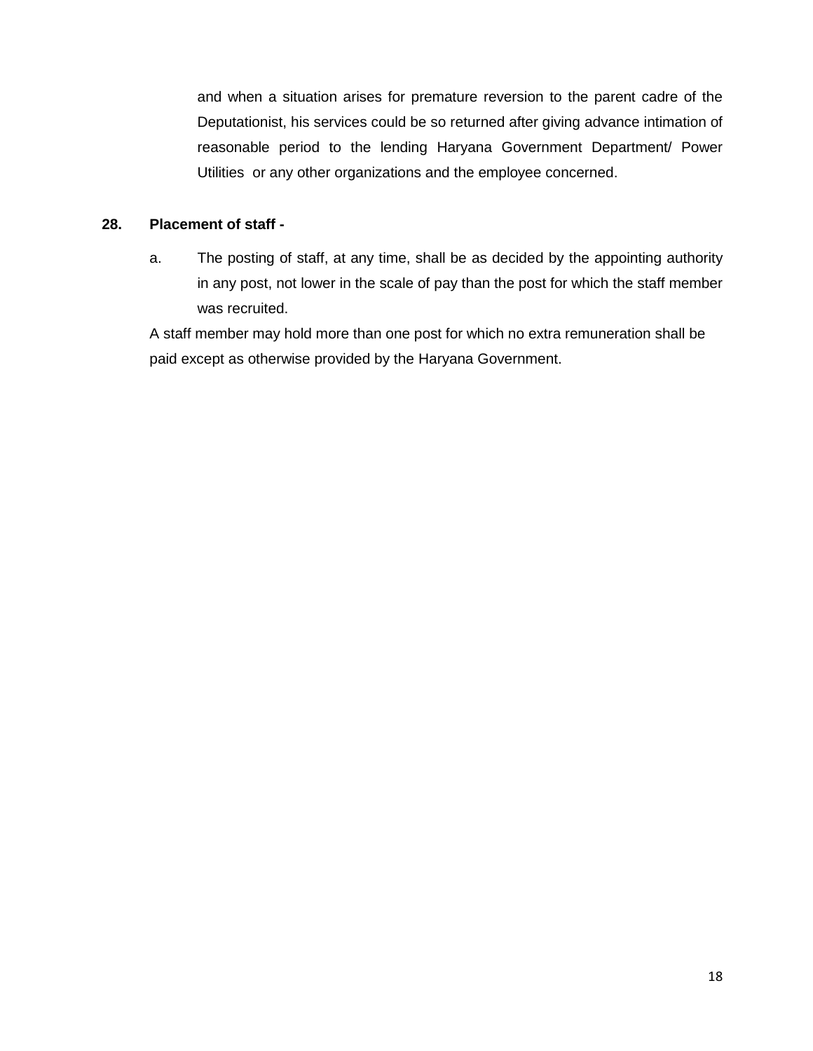and when a situation arises for premature reversion to the parent cadre of the Deputationist, his services could be so returned after giving advance intimation of reasonable period to the lending Haryana Government Department/ Power Utilities or any other organizations and the employee concerned.

**28. Placement of staff -**

a. The posting of staff, at any time, shall be as decided by the appointing authority in any post, not lower in the scale of pay than the post for which the staff member was recruited.

A staff member may hold more than one post for which no extra remuneration shall be paid except as otherwise provided by the Haryana Government.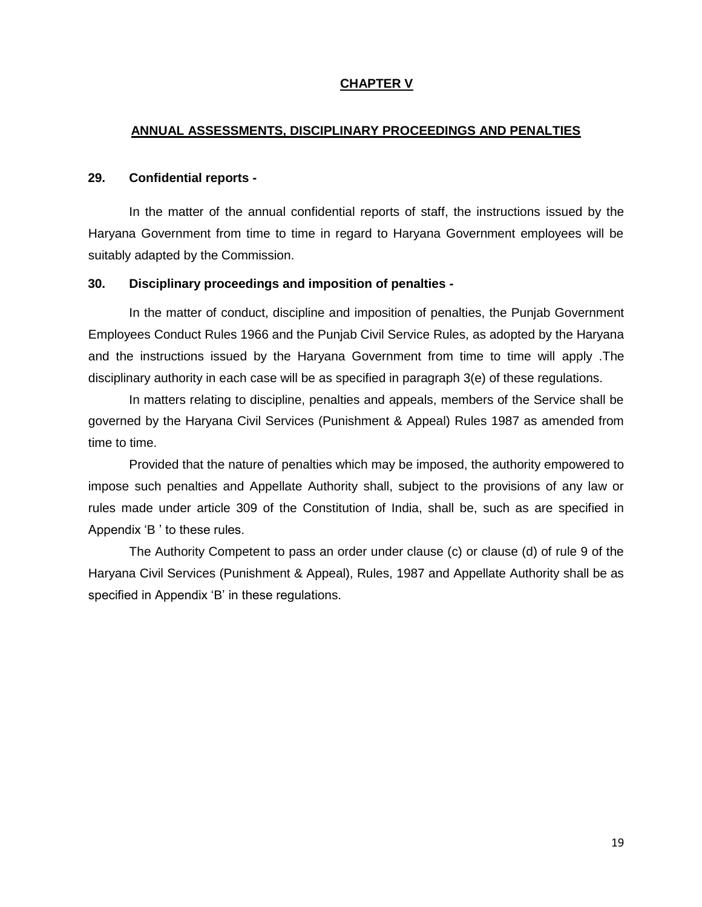## CHAPTER V

## ANNUAL ASSESSMENTS, DISCIPLINARY PROCEEDINGS AND PENALTIES

**29. Confidential reports -**

In the matter of the annual confidential reports of staff, the instructions issued by the Haryana Government from time to time in regard to Haryana Government employees will be suitably adapted by the Commission.

**30. Disciplinary proceedings and imposition of penalties -**

In the matter of conduct, discipline and imposition of penalties, the Punjab Government Employees Conduct Rules 1966 and the Punjab Civil Service Rules, as adopted by the Haryana and the instructions issued by the Haryana Government from time to time will apply .The disciplinary authority in each case will be as specified in paragraph 3(e) of these regulations.

In matters relating to discipline, penalties and appeals, members of the Service shall be governed by the Haryana Civil Services (Punishment & Appeal) Rules 1987 as amended from time to time.

Provided that the nature of penalties which may be imposed, the authority empowered to impose such penalties and Appellate Authority shall, subject to the provisions of any law or rules made under article 309 of the Constitution of India, shall be, such as are specified in Appendix 'B ' to these rules.

The Authority Competent to pass an order under clause (c) or clause (d) of rule 9 of the Haryana Civil Services (Punishment & Appeal), Rules, 1987 and Appellate Authority shall be as specified in Appendix 'B' in these regulations.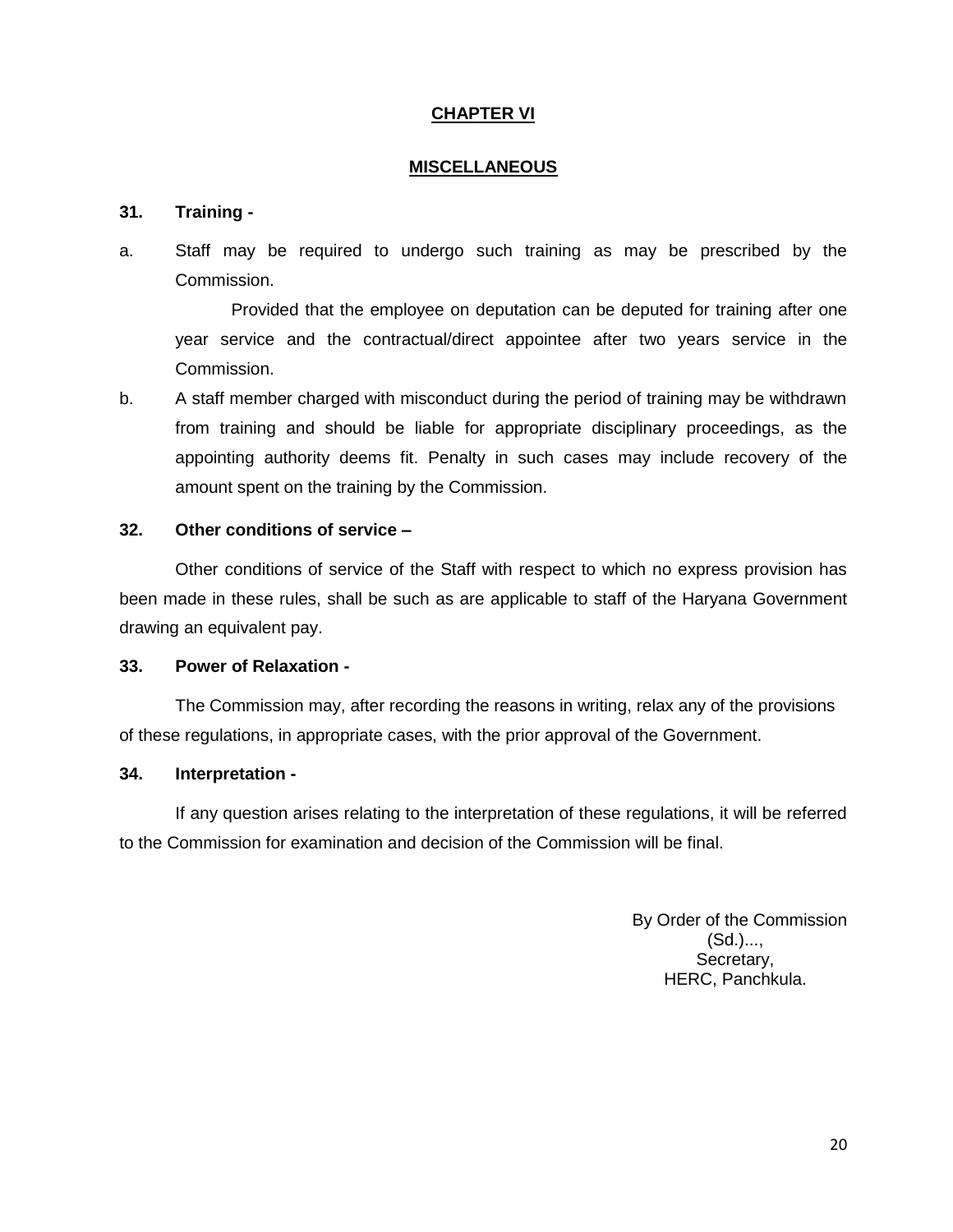## CHAPTER VI

## MISCELLANEOUS

**31. Training -**

a. Staff may be required to undergo such training as may be prescribed by the Commission.

   Provided that the employee on deputation can be deputed for training after one year service and the contractual/direct appointee after two years service in the Commission.

b. A staff member charged with misconduct during the period of training may be withdrawn from training and should be liable for appropriate disciplinary proceedings, as the appointing authority deems fit. Penalty in such cases may include recovery of the amount spent on the training by the Commission.

**32. Other conditions of service –**

Other conditions of service of the Staff with respect to which no express provision has been made in these rules, shall be such as are applicable to staff of the Haryana Government drawing an equivalent pay.

**33. Power of Relaxation -**

The Commission may, after recording the reasons in writing, relax any of the provisions of these regulations, in appropriate cases, with the prior approval of the Government.

**34. Interpretation -**

If any question arises relating to the interpretation of these regulations, it will be referred to the Commission for examination and decision of the Commission will be final.

By Order of the Commission
(Sd.)...,
Secretary,
HERC, Panchkula.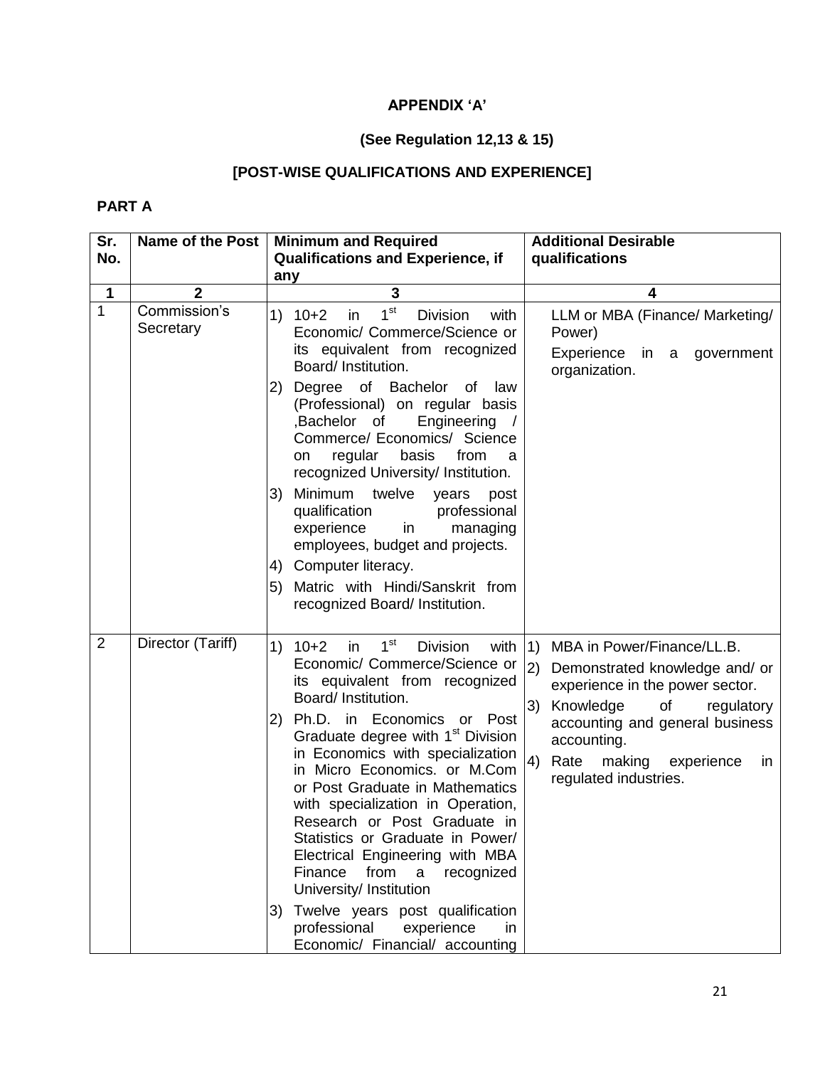**APPENDIX 'A'**

**(See Regulation 12,13 & 15)**

**[POST-WISE QUALIFICATIONS AND EXPERIENCE]**

**PART A**

| Sr. No. | Name of the Post | Minimum and Required Qualifications and Experience, if any | Additional Desirable qualifications |
|---|---|---|---|
| 1 | 2 | 3 | 4 |
| 1 | Commission's Secretary | 1) 10+2 in 1st Division with Economic/ Commerce/Science or its equivalent from recognized Board/ Institution.<br>2) Degree of Bachelor of law (Professional) on regular basis ,Bachelor of Engineering / Commerce/ Economics/ Science on regular basis from a recognized University/ Institution.<br>3) Minimum twelve years post qualification professional experience in managing employees, budget and projects.<br>4) Computer literacy.<br>5) Matric with Hindi/Sanskrit from recognized Board/ Institution. | LLM or MBA (Finance/ Marketing/ Power)<br>Experience in a government organization. |
| 2 | Director (Tariff) | 1) 10+2 in 1st Division with Economic/ Commerce/Science or its equivalent from recognized Board/ Institution.<br>2) Ph.D. in Economics or Post Graduate degree with 1st Division in Economics with specialization in Micro Economics. or M.Com or Post Graduate in Mathematics with specialization in Operation, Research or Post Graduate in Statistics or Graduate in Power/ Electrical Engineering with MBA Finance from a recognized University/ Institution<br>3) Twelve years post qualification professional experience in Economic/ Financial/ accounting | 1) MBA in Power/Finance/LL.B.<br>2) Demonstrated knowledge and/ or experience in the power sector.<br>3) Knowledge of regulatory accounting and general business accounting.<br>4) Rate making experience in regulated industries. |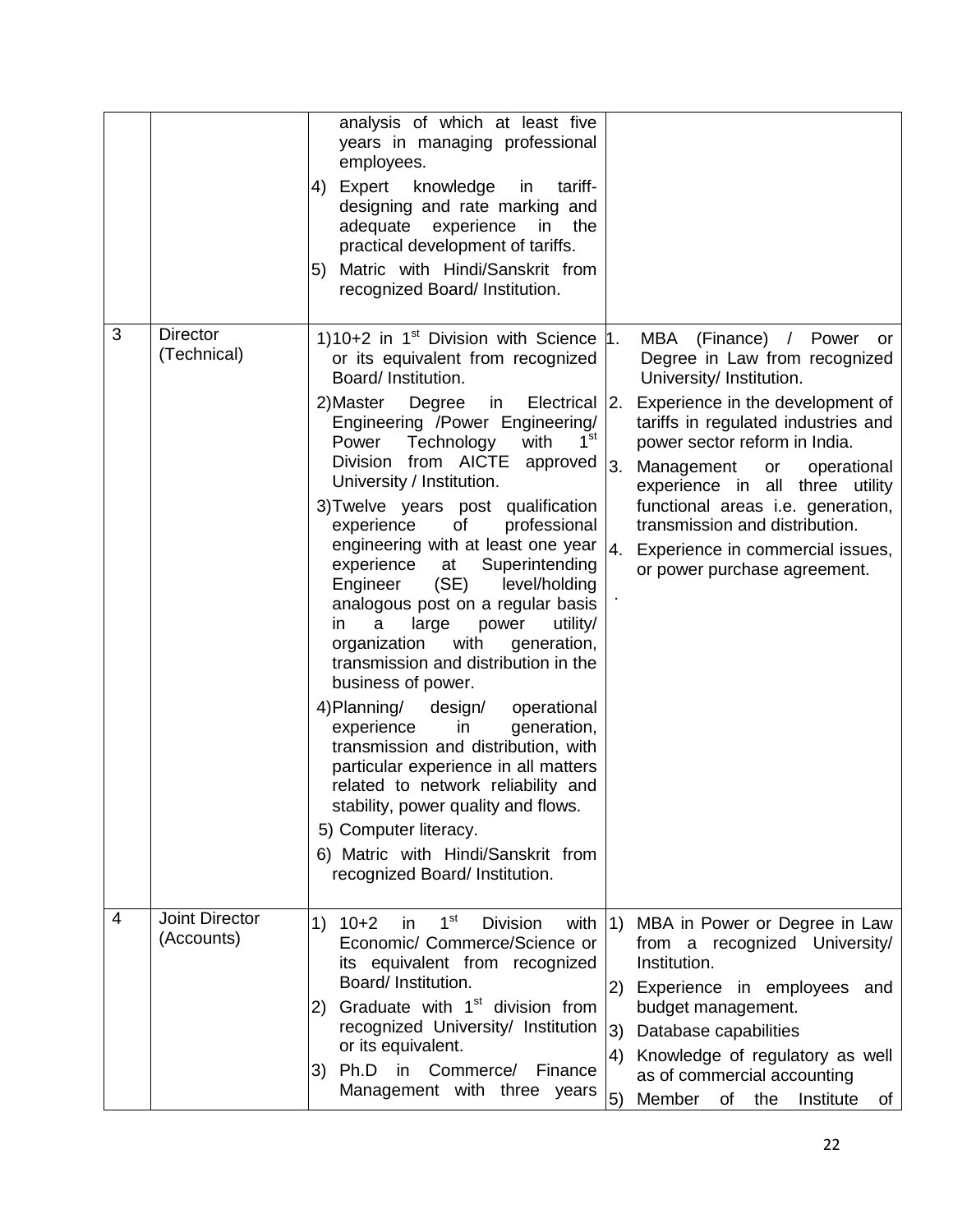| | | | |
|---|---|---|---|
| | | analysis of which at least five years in managing professional employees.<br>4) Expert knowledge in tariff-designing and rate marking and adequate experience in the practical development of tariffs.<br>5) Matric with Hindi/Sanskrit from recognized Board/ Institution. | |
| 3 | Director (Technical) | 1)10+2 in 1st Division with Science or its equivalent from recognized Board/ Institution.<br>2)Master Degree in Electrical Engineering /Power Engineering/ Power Technology with 1st Division from AICTE approved University / Institution.<br>3)Twelve years post qualification experience of professional engineering with at least one year experience at Superintending Engineer (SE) level/holding analogous post on a regular basis in a large power utility/ organization with generation, transmission and distribution in the business of power.<br>4)Planning/ design/ operational experience in generation, transmission and distribution, with particular experience in all matters related to network reliability and stability, power quality and flows.<br>5) Computer literacy.<br>6) Matric with Hindi/Sanskrit from recognized Board/ Institution. | 1. MBA (Finance) / Power or Degree in Law from recognized University/ Institution.<br>2. Experience in the development of tariffs in regulated industries and power sector reform in India.<br>3. Management or operational experience in all three utility functional areas i.e. generation, transmission and distribution.<br>4. Experience in commercial issues, or power purchase agreement.<br>. |
| 4 | Joint Director (Accounts) | 1) 10+2 in 1st Division with Economic/ Commerce/Science or its equivalent from recognized Board/ Institution.<br>2) Graduate with 1st division from recognized University/ Institution or its equivalent.<br>3) Ph.D in Commerce/ Finance Management with three years | 1) MBA in Power or Degree in Law from a recognized University/ Institution.<br>2) Experience in employees and budget management.<br>3) Database capabilities<br>4) Knowledge of regulatory as well as of commercial accounting<br>5) Member of the Institute of |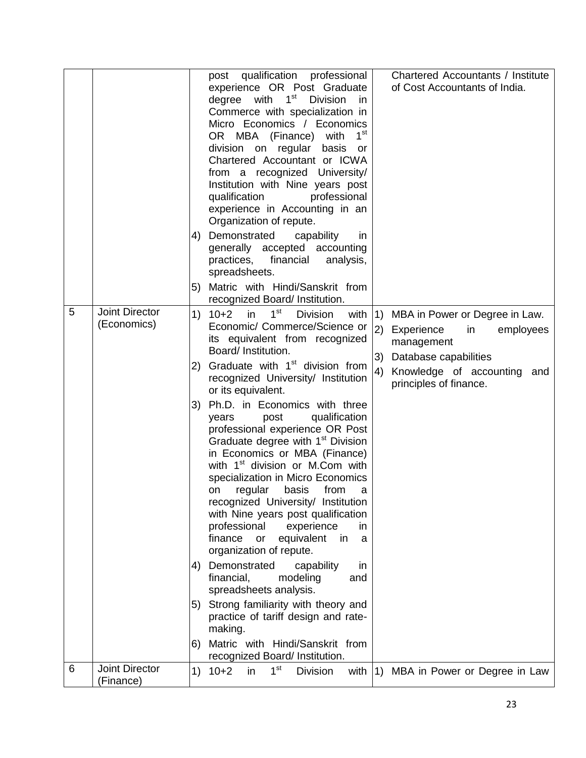| | | | |
|---|---|---|---|
| | | post qualification professional experience OR Post Graduate degree with 1st Division in Commerce with specialization in Micro Economics / Economics OR MBA (Finance) with 1st division on regular basis or Chartered Accountant or ICWA from a recognized University/ Institution with Nine years post qualification professional experience in Accounting in an Organization of repute.<br>4) Demonstrated capability in generally accepted accounting practices, financial analysis, spreadsheets.<br>5) Matric with Hindi/Sanskrit from recognized Board/ Institution. | Chartered Accountants / Institute of Cost Accountants of India. |
| 5 | Joint Director (Economics) | 1) 10+2 in 1st Division with Economic/ Commerce/Science or its equivalent from recognized Board/ Institution.<br>2) Graduate with 1st division from recognized University/ Institution or its equivalent.<br>3) Ph.D. in Economics with three years post qualification professional experience OR Post Graduate degree with 1st Division in Economics or MBA (Finance) with 1st division or M.Com with specialization in Micro Economics on regular basis from a recognized University/ Institution with Nine years post qualification professional experience in finance or equivalent in a organization of repute.<br>4) Demonstrated capability in financial, modeling and spreadsheets analysis.<br>5) Strong familiarity with theory and practice of tariff design and rate-making.<br>6) Matric with Hindi/Sanskrit from recognized Board/ Institution. | 1) MBA in Power or Degree in Law.<br>2) Experience in employees management<br>3) Database capabilities<br>4) Knowledge of accounting and principles of finance. |
| 6 | Joint Director (Finance) | 1) 10+2 in 1st Division with | 1) MBA in Power or Degree in Law |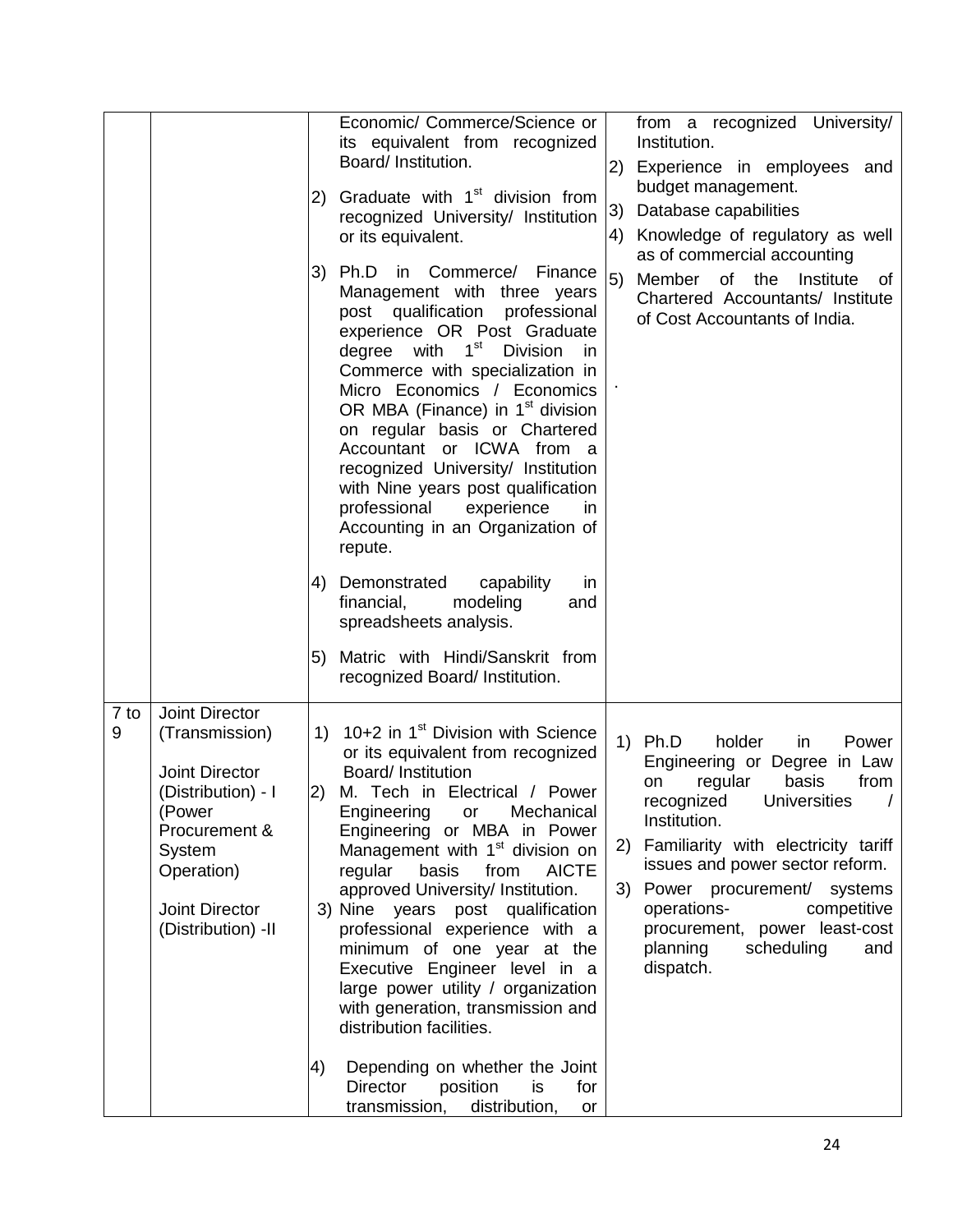| | | | |
|---|---|---|---|
| | | Economic/ Commerce/Science or its equivalent from recognized Board/ Institution.<br>2) Graduate with 1st division from recognized University/ Institution or its equivalent.<br>3) Ph.D in Commerce/ Finance Management with three years post qualification professional experience OR Post Graduate degree with 1st Division in Commerce with specialization in Micro Economics / Economics OR MBA (Finance) in 1st division on regular basis or Chartered Accountant or ICWA from a recognized University/ Institution with Nine years post qualification professional experience in Accounting in an Organization of repute.<br>4) Demonstrated capability in financial, modeling and spreadsheets analysis.<br>5) Matric with Hindi/Sanskrit from recognized Board/ Institution. | from a recognized University/ Institution.<br>2) Experience in employees and budget management.<br>3) Database capabilities<br>4) Knowledge of regulatory as well as of commercial accounting<br>5) Member of the Institute of Chartered Accountants/ Institute of Cost Accountants of India.<br>. |
| 7 to 9 | Joint Director (Transmission)<br><br>Joint Director (Distribution) - I (Power Procurement & System Operation)<br><br>Joint Director (Distribution) -II | 1) 10+2 in 1st Division with Science or its equivalent from recognized Board/ Institution<br>2) M. Tech in Electrical / Power Engineering or Mechanical Engineering or MBA in Power Management with 1st division on regular basis from AICTE approved University/ Institution.<br>3) Nine years post qualification professional experience with a minimum of one year at the Executive Engineer level in a large power utility / organization with generation, transmission and distribution facilities.<br>4) Depending on whether the Joint Director position is for transmission, distribution, or | 1) Ph.D holder in Power Engineering or Degree in Law on regular basis from recognized Universities / Institution.<br>2) Familiarity with electricity tariff issues and power sector reform.<br>3) Power procurement/ systems operations- competitive procurement, power least-cost planning scheduling and dispatch. |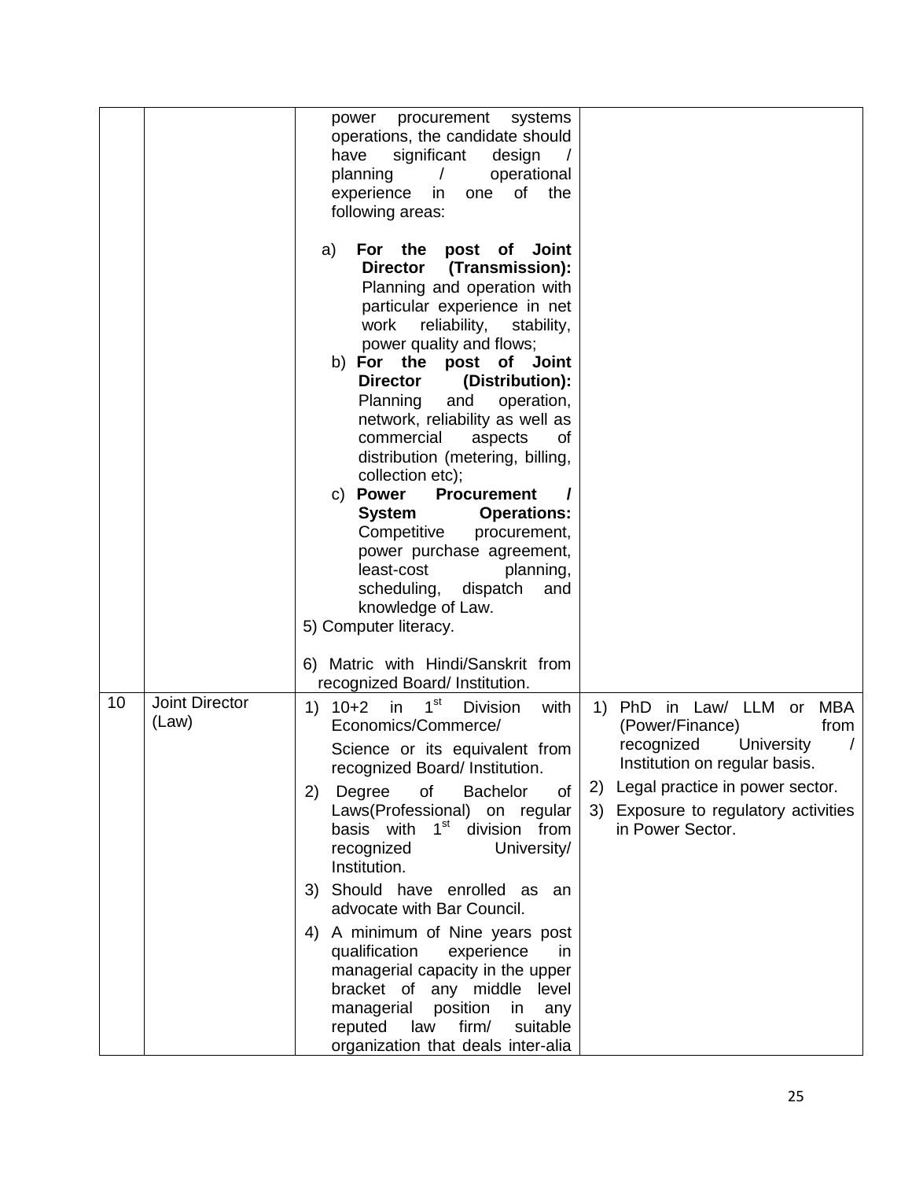| | | | |
|---|---|---|---|
| | | power procurement systems operations, the candidate should have significant design / planning / operational experience in one of the following areas:<br><br>a) **For the post of Joint Director (Transmission):** Planning and operation with particular experience in net work reliability, stability, power quality and flows;<br>b) **For the post of Joint Director (Distribution):** Planning and operation, network, reliability as well as commercial aspects of distribution (metering, billing, collection etc);<br>c) **Power Procurement / System Operations:** Competitive procurement, power purchase agreement, least-cost planning, scheduling, dispatch and knowledge of Law.<br><br>5) Computer literacy.<br><br>6) Matric with Hindi/Sanskrit from recognized Board/ Institution. | |
| 10 | Joint Director (Law) | 1) 10+2 in 1st Division with Economics/Commerce/ Science or its equivalent from recognized Board/ Institution.<br>2) Degree of Bachelor of Laws(Professional) on regular basis with 1st division from recognized University/ Institution.<br>3) Should have enrolled as an advocate with Bar Council.<br>4) A minimum of Nine years post qualification experience in managerial capacity in the upper bracket of any middle level managerial position in any reputed law firm/ suitable organization that deals inter-alia | 1) PhD in Law/ LLM or MBA (Power/Finance) from recognized University / Institution on regular basis.<br>2) Legal practice in power sector.<br>3) Exposure to regulatory activities in Power Sector. |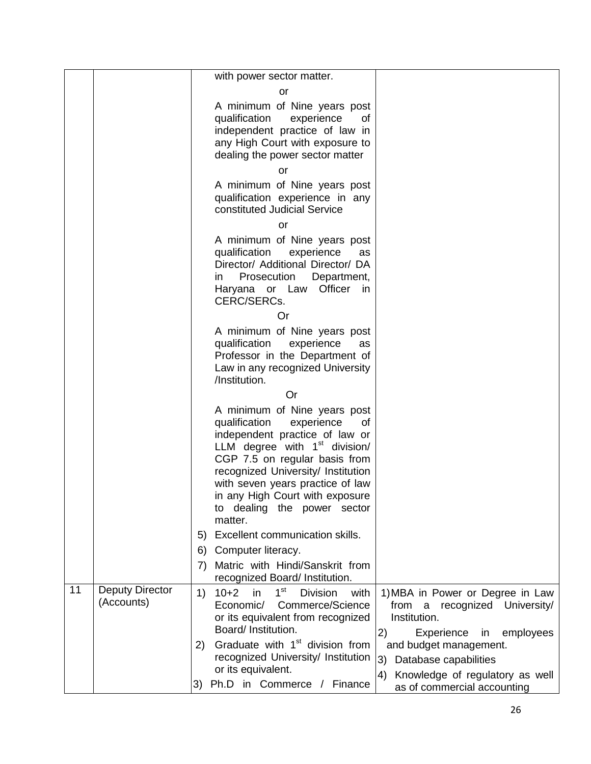| | | | |
|---|---|---|---|
| | | with power sector matter.<br>or<br>A minimum of Nine years post qualification experience of independent practice of law in any High Court with exposure to dealing the power sector matter<br>or<br>A minimum of Nine years post qualification experience in any constituted Judicial Service<br>or<br>A minimum of Nine years post qualification experience as Director/ Additional Director/ DA in Prosecution Department, Haryana or Law Officer in CERC/SERCs.<br>Or<br>A minimum of Nine years post qualification experience as Professor in the Department of Law in any recognized University /Institution.<br>Or<br>A minimum of Nine years post qualification experience of independent practice of law or LLM degree with 1st division/ CGP 7.5 on regular basis from recognized University/ Institution with seven years practice of law in any High Court with exposure to dealing the power sector matter.<br>5) Excellent communication skills.<br>6) Computer literacy.<br>7) Matric with Hindi/Sanskrit from recognized Board/ Institution. | |
| 11 | Deputy Director (Accounts) | 1) 10+2 in 1st Division with Economic/ Commerce/Science or its equivalent from recognized Board/ Institution.<br>2) Graduate with 1st division from recognized University/ Institution or its equivalent.<br>3) Ph.D in Commerce / Finance | 1) MBA in Power or Degree in Law from a recognized University/ Institution.<br>2) Experience in employees and budget management.<br>3) Database capabilities<br>4) Knowledge of regulatory as well as of commercial accounting |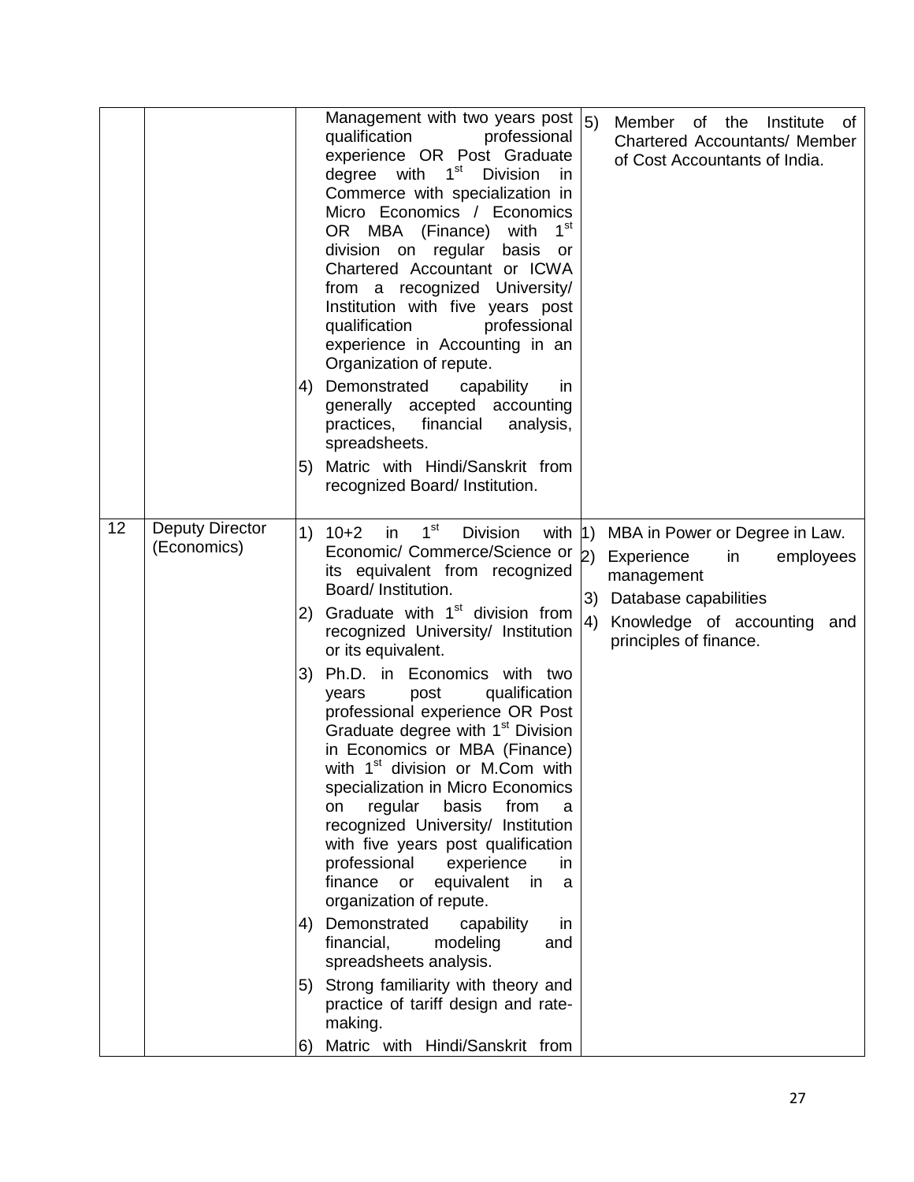| | | | |
|---|---|---|---|
| | | Management with two years post qualification professional experience OR Post Graduate degree with 1st Division in Commerce with specialization in Micro Economics / Economics OR MBA (Finance) with 1st division on regular basis or Chartered Accountant or ICWA from a recognized University/ Institution with five years post qualification professional experience in Accounting in an Organization of repute.<br>4) Demonstrated capability in generally accepted accounting practices, financial analysis, spreadsheets.<br>5) Matric with Hindi/Sanskrit from recognized Board/ Institution. | 5) Member of the Institute of Chartered Accountants/ Member of Cost Accountants of India. |
| 12 | Deputy Director (Economics) | 1) 10+2 in 1st Division with Economic/ Commerce/Science or its equivalent from recognized Board/ Institution.<br>2) Graduate with 1st division from recognized University/ Institution or its equivalent.<br>3) Ph.D. in Economics with two years post qualification professional experience OR Post Graduate degree with 1st Division in Economics or MBA (Finance) with 1st division or M.Com with specialization in Micro Economics on regular basis from a recognized University/ Institution with five years post qualification professional experience in finance or equivalent in a organization of repute.<br>4) Demonstrated capability in financial, modeling and spreadsheets analysis.<br>5) Strong familiarity with theory and practice of tariff design and rate-making.<br>6) Matric with Hindi/Sanskrit from | 1) MBA in Power or Degree in Law.<br>2) Experience in employees management<br>3) Database capabilities<br>4) Knowledge of accounting and principles of finance. |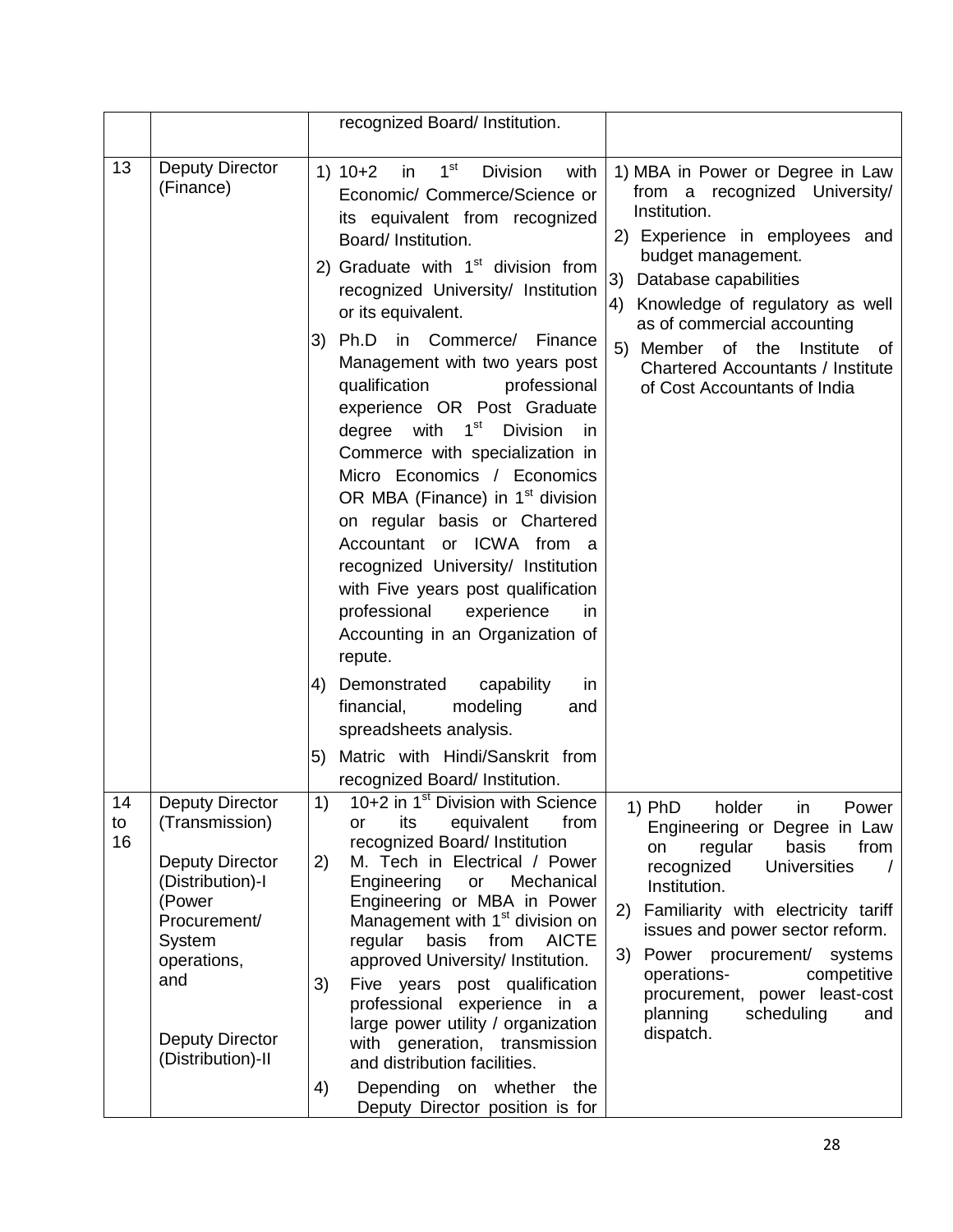| | | | |
|---|---|---|---|
| | | recognized Board/ Institution. | |
| 13 | Deputy Director (Finance) | 1) 10+2 in 1st Division with Economic/ Commerce/Science or its equivalent from recognized Board/ Institution.<br>2) Graduate with 1st division from recognized University/ Institution or its equivalent.<br>3) Ph.D in Commerce/ Finance Management with two years post qualification professional experience OR Post Graduate degree with 1st Division in Commerce with specialization in Micro Economics / Economics OR MBA (Finance) in 1st division on regular basis or Chartered Accountant or ICWA from a recognized University/ Institution with Five years post qualification professional experience in Accounting in an Organization of repute.<br>4) Demonstrated capability in financial, modeling and spreadsheets analysis.<br>5) Matric with Hindi/Sanskrit from recognized Board/ Institution. | 1) MBA in Power or Degree in Law from a recognized University/ Institution.<br>2) Experience in employees and budget management.<br>3) Database capabilities<br>4) Knowledge of regulatory as well as of commercial accounting<br>5) Member of the Institute of Chartered Accountants / Institute of Cost Accountants of India |
| 14 to 16 | Deputy Director (Transmission)<br><br>Deputy Director (Distribution)-I (Power Procurement/ System operations, and<br><br>Deputy Director (Distribution)-II | 1) 10+2 in 1st Division with Science or its equivalent from recognized Board/ Institution<br>2) M. Tech in Electrical / Power Engineering or Mechanical Engineering or MBA in Power Management with 1st division on regular basis from AICTE approved University/ Institution.<br>3) Five years post qualification professional experience in a large power utility / organization with generation, transmission and distribution facilities.<br>4) Depending on whether the Deputy Director position is for | 1) PhD holder in Power Engineering or Degree in Law on regular basis from recognized Universities / Institution.<br>2) Familiarity with electricity tariff issues and power sector reform.<br>3) Power procurement/ systems operations- competitive procurement, power least-cost planning scheduling and dispatch. |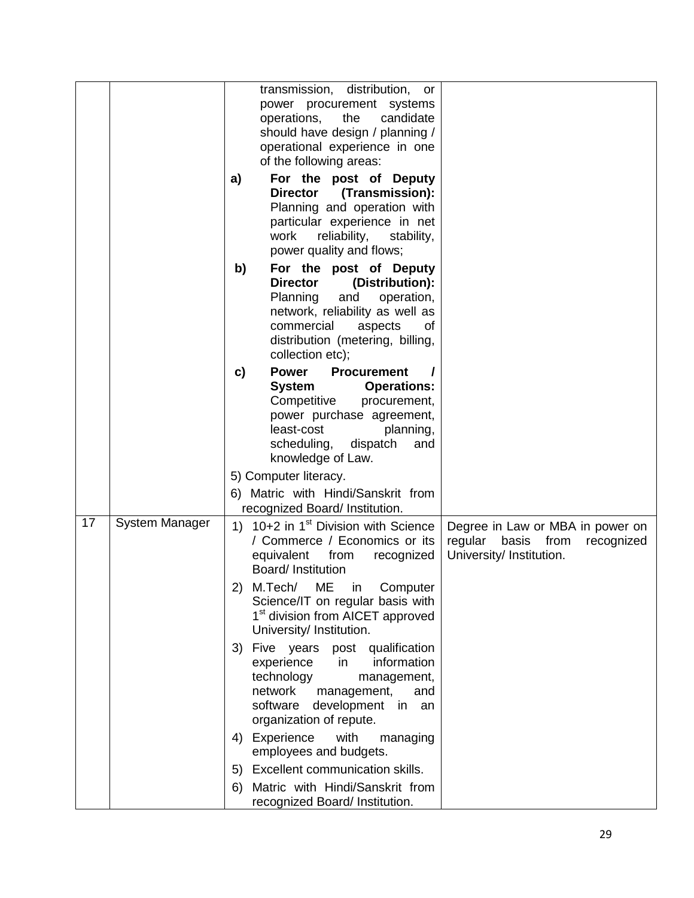| | | | |
|---|---|---|---|
| | | transmission, distribution, or power procurement systems operations, the candidate should have design / planning / operational experience in one of the following areas:<br>**a) For the post of Deputy Director (Transmission):** Planning and operation with particular experience in net work reliability, stability, power quality and flows;<br>**b) For the post of Deputy Director (Distribution):** Planning and operation, network, reliability as well as commercial aspects of distribution (metering, billing, collection etc);<br>**c) Power Procurement / System Operations:** Competitive procurement, power purchase agreement, least-cost planning, scheduling, dispatch and knowledge of Law.<br>5) Computer literacy.<br>6) Matric with Hindi/Sanskrit from recognized Board/ Institution. | |
| 17 | System Manager | 1) 10+2 in 1st Division with Science / Commerce / Economics or its equivalent from recognized Board/ Institution<br>2) M.Tech/ ME in Computer Science/IT on regular basis with 1st division from AICET approved University/ Institution.<br>3) Five years post qualification experience in information technology management, network management, and software development in an organization of repute.<br>4) Experience with managing employees and budgets.<br>5) Excellent communication skills.<br>6) Matric with Hindi/Sanskrit from recognized Board/ Institution. | Degree in Law or MBA in power on regular basis from recognized University/ Institution. |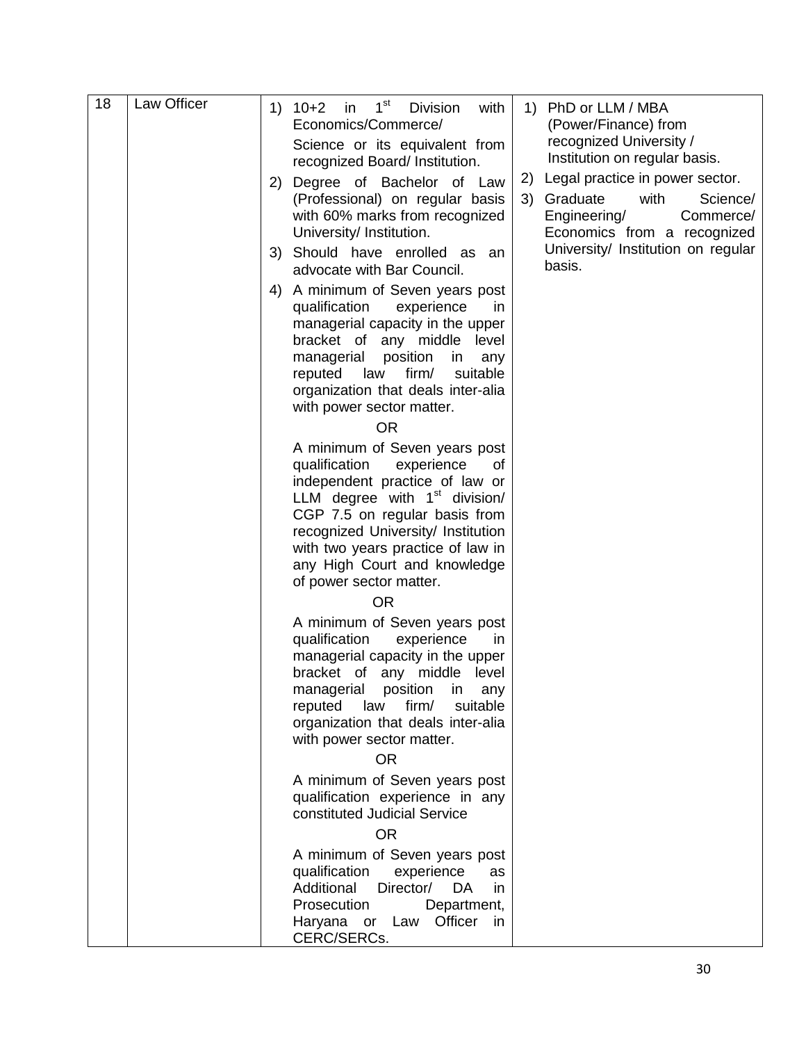| 18 | Law Officer | 1) 10+2 in 1st Division with Economics/Commerce/ Science or its equivalent from recognized Board/ Institution.<br>2) Degree of Bachelor of Law (Professional) on regular basis with 60% marks from recognized University/ Institution.<br>3) Should have enrolled as an advocate with Bar Council.<br>4) A minimum of Seven years post qualification experience in managerial capacity in the upper bracket of any middle level managerial position in any reputed law firm/ suitable organization that deals inter-alia with power sector matter.<br>OR<br>A minimum of Seven years post qualification experience of independent practice of law or LLM degree with 1st division/ CGP 7.5 on regular basis from recognized University/ Institution with two years practice of law in any High Court and knowledge of power sector matter.<br>OR<br>A minimum of Seven years post qualification experience in managerial capacity in the upper bracket of any middle level managerial position in any reputed law firm/ suitable organization that deals inter-alia with power sector matter.<br>OR<br>A minimum of Seven years post qualification experience in any constituted Judicial Service<br>OR<br>A minimum of Seven years post qualification experience as Additional Director/ DA in Prosecution Department, Haryana or Law Officer in CERC/SERCs. | 1) PhD or LLM / MBA (Power/Finance) from recognized University / Institution on regular basis.<br>2) Legal practice in power sector.<br>3) Graduate with Science/ Engineering/ Commerce/ Economics from a recognized University/ Institution on regular basis. |
|---|---|---|---|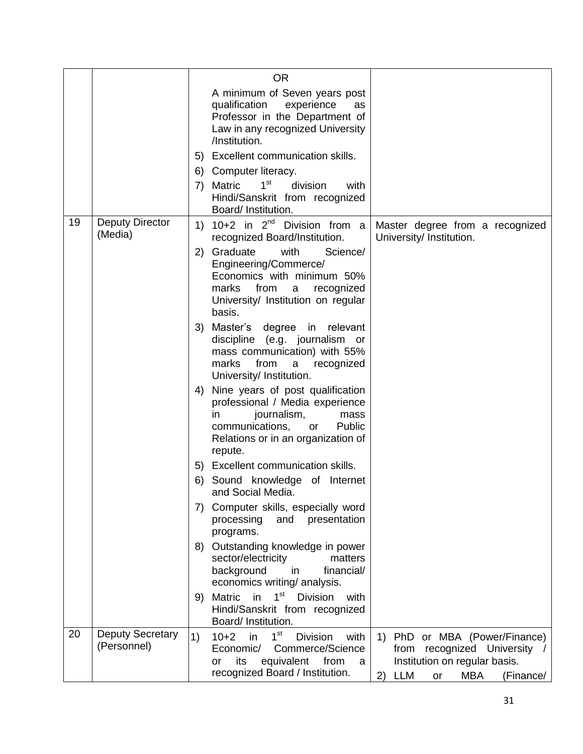| | | | |
|---|---|---|---|
| | | OR<br>A minimum of Seven years post qualification experience as Professor in the Department of Law in any recognized University /Institution.<br>5) Excellent communication skills.<br>6) Computer literacy.<br>7) Matric 1st division with Hindi/Sanskrit from recognized Board/ Institution. | |
| 19 | Deputy Director (Media) | 1) 10+2 in 2nd Division from a recognized Board/Institution.<br>2) Graduate with Science/ Engineering/Commerce/ Economics with minimum 50% marks from a recognized University/ Institution on regular basis.<br>3) Master's degree in relevant discipline (e.g. journalism or mass communication) with 55% marks from a recognized University/ Institution.<br>4) Nine years of post qualification professional / Media experience in journalism, mass communications, or Public Relations or in an organization of repute.<br>5) Excellent communication skills.<br>6) Sound knowledge of Internet and Social Media.<br>7) Computer skills, especially word processing and presentation programs.<br>8) Outstanding knowledge in power sector/electricity matters background in financial/ economics writing/ analysis.<br>9) Matric in 1st Division with Hindi/Sanskrit from recognized Board/ Institution. | Master degree from a recognized University/ Institution. |
| 20 | Deputy Secretary (Personnel) | 1) 10+2 in 1st Division with Economic/ Commerce/Science or its equivalent from a recognized Board / Institution. | 1) PhD or MBA (Power/Finance) from recognized University / Institution on regular basis.<br>2) LLM or MBA (Finance/ |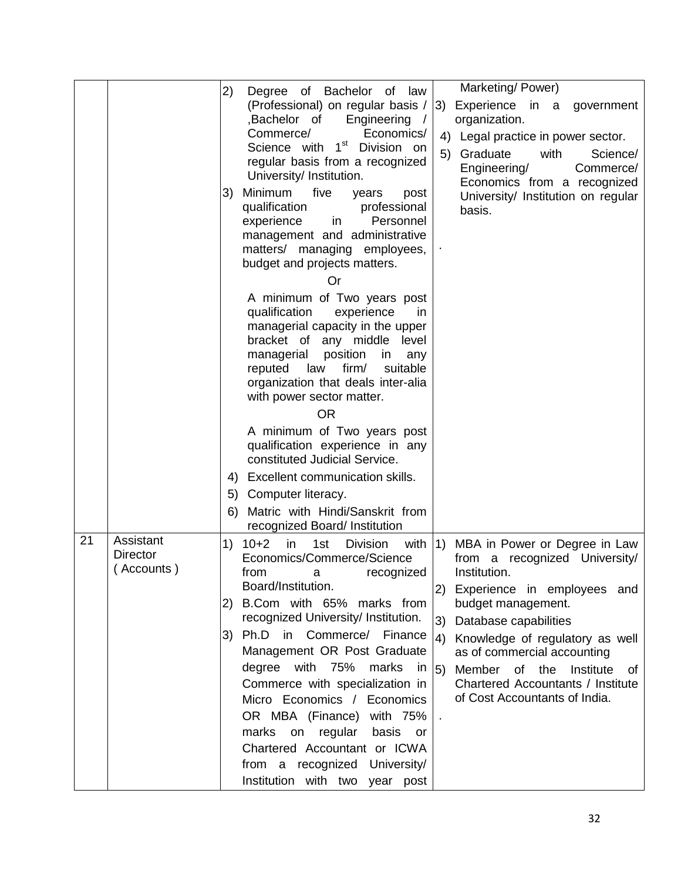| | | | |
|---|---|---|---|
| | | 2) Degree of Bachelor of law (Professional) on regular basis / ,Bachelor of Engineering / Commerce/ Economics/ Science with 1st Division on regular basis from a recognized University/ Institution.<br>3) Minimum five years post qualification professional experience in Personnel management and administrative matters/ managing employees, budget and projects matters.<br>Or<br>A minimum of Two years post qualification experience in managerial capacity in the upper bracket of any middle level managerial position in any reputed law firm/ suitable organization that deals inter-alia with power sector matter.<br>OR<br>A minimum of Two years post qualification experience in any constituted Judicial Service.<br>4) Excellent communication skills.<br>5) Computer literacy.<br>6) Matric with Hindi/Sanskrit from recognized Board/ Institution | Marketing/ Power)<br>3) Experience in a government organization.<br>4) Legal practice in power sector.<br>5) Graduate with Science/ Engineering/ Commerce/ Economics from a recognized University/ Institution on regular basis.<br>. |
| 21 | Assistant Director ( Accounts ) | 1) 10+2 in 1st Division with Economics/Commerce/Science from a recognized Board/Institution.<br>2) B.Com with 65% marks from recognized University/ Institution.<br>3) Ph.D in Commerce/ Finance Management OR Post Graduate degree with 75% marks in Commerce with specialization in Micro Economics / Economics OR MBA (Finance) with 75% marks on regular basis or Chartered Accountant or ICWA from a recognized University/ Institution with two year post | 1) MBA in Power or Degree in Law from a recognized University/ Institution.<br>2) Experience in employees and budget management.<br>3) Database capabilities<br>4) Knowledge of regulatory as well as of commercial accounting<br>5) Member of the Institute of Chartered Accountants / Institute of Cost Accountants of India.<br>. |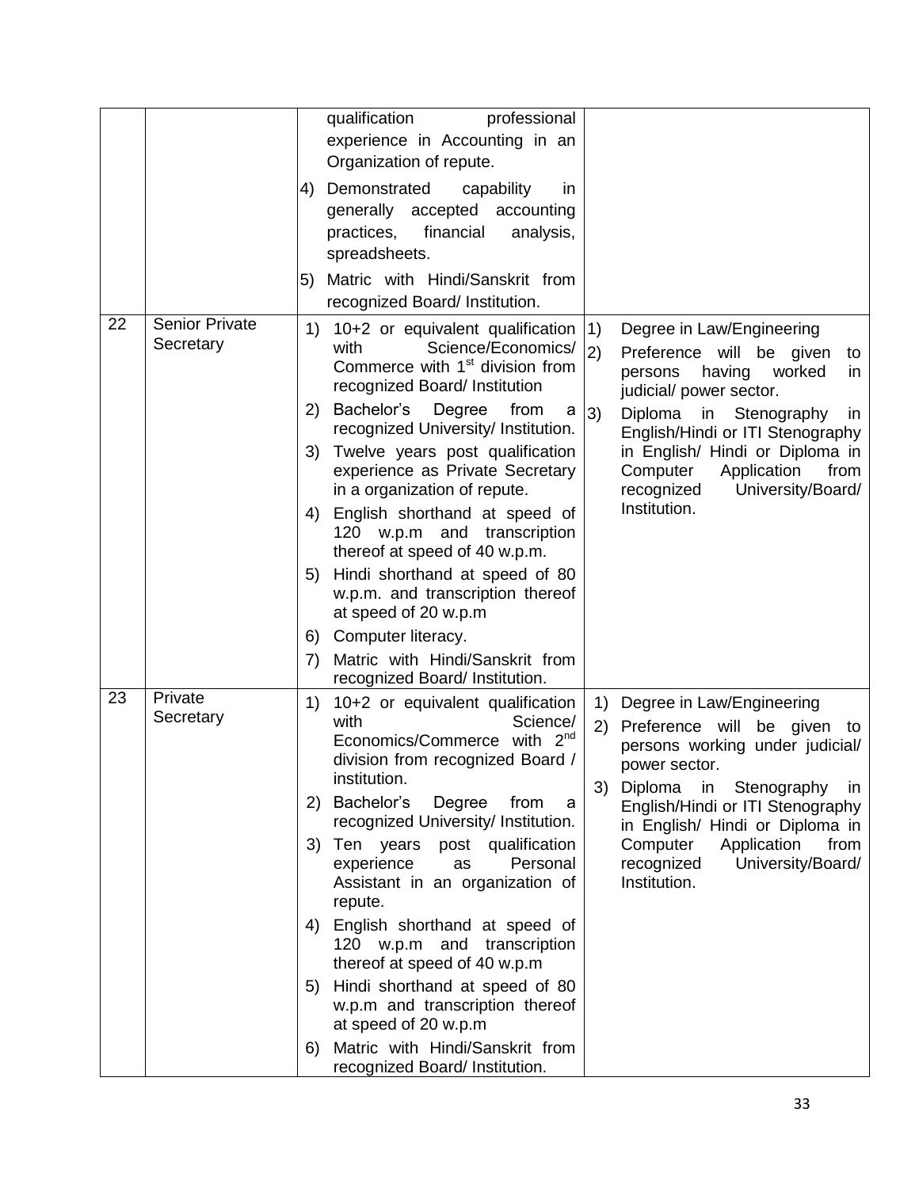| | | | |
|---|---|---|---|
| | | qualification professional experience in Accounting in an Organization of repute.<br>4) Demonstrated capability in generally accepted accounting practices, financial analysis, spreadsheets.<br>5) Matric with Hindi/Sanskrit from recognized Board/ Institution. | |
| 22 | Senior Private Secretary | 1) 10+2 or equivalent qualification with Science/Economics/ Commerce with 1st division from recognized Board/ Institution<br>2) Bachelor's Degree from a recognized University/ Institution.<br>3) Twelve years post qualification experience as Private Secretary in a organization of repute.<br>4) English shorthand at speed of 120 w.p.m and transcription thereof at speed of 40 w.p.m.<br>5) Hindi shorthand at speed of 80 w.p.m. and transcription thereof at speed of 20 w.p.m<br>6) Computer literacy.<br>7) Matric with Hindi/Sanskrit from recognized Board/ Institution. | 1) Degree in Law/Engineering<br>2) Preference will be given to persons having worked in judicial/ power sector.<br>3) Diploma in Stenography in English/Hindi or ITI Stenography in English/ Hindi or Diploma in Computer Application from recognized University/Board/ Institution. |
| 23 | Private Secretary | 1) 10+2 or equivalent qualification with Science/ Economics/Commerce with 2nd division from recognized Board / institution.<br>2) Bachelor's Degree from a recognized University/ Institution.<br>3) Ten years post qualification experience as Personal Assistant in an organization of repute.<br>4) English shorthand at speed of 120 w.p.m and transcription thereof at speed of 40 w.p.m<br>5) Hindi shorthand at speed of 80 w.p.m and transcription thereof at speed of 20 w.p.m<br>6) Matric with Hindi/Sanskrit from recognized Board/ Institution. | 1) Degree in Law/Engineering<br>2) Preference will be given to persons working under judicial/ power sector.<br>3) Diploma in Stenography in English/Hindi or ITI Stenography in English/ Hindi or Diploma in Computer Application from recognized University/Board/ Institution. |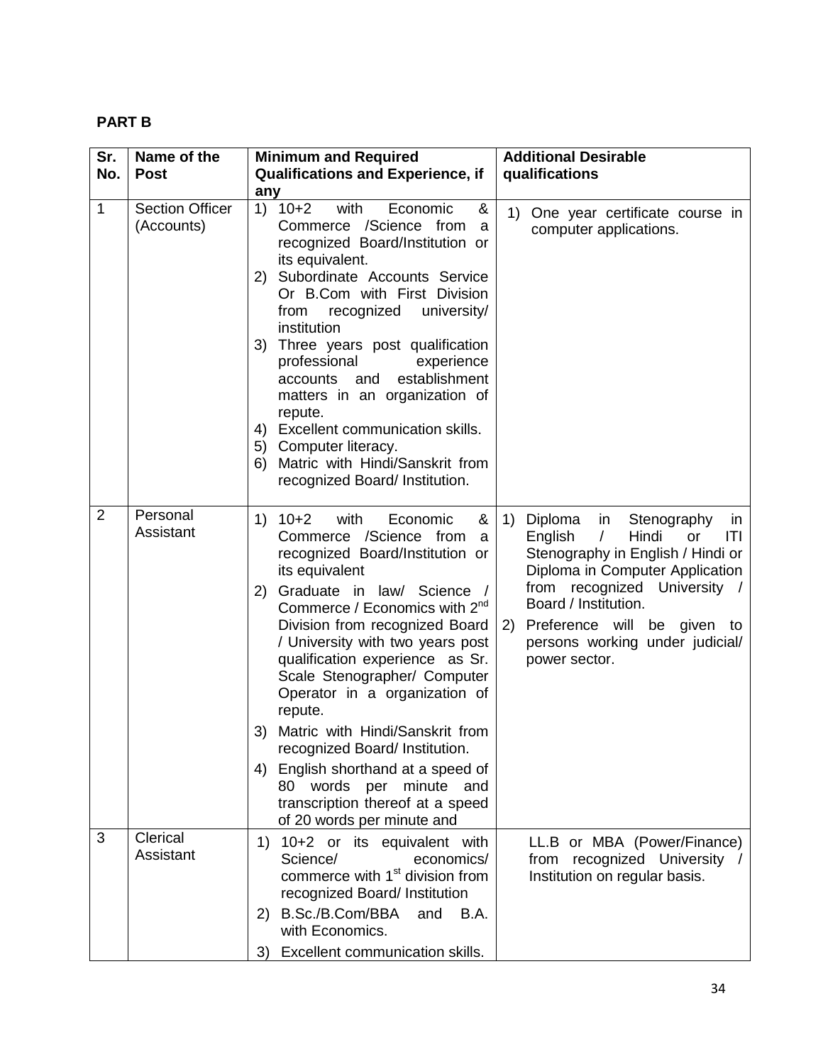**PART B**

| Sr. No. | Name of the Post | Minimum and Required Qualifications and Experience, if any | Additional Desirable qualifications |
|---|---|---|---|
| 1 | Section Officer (Accounts) | 1) 10+2 with Economic & Commerce /Science from a recognized Board/Institution or its equivalent.<br>2) Subordinate Accounts Service Or B.Com with First Division from recognized university/ institution<br>3) Three years post qualification professional experience accounts and establishment matters in an organization of repute.<br>4) Excellent communication skills.<br>5) Computer literacy.<br>6) Matric with Hindi/Sanskrit from recognized Board/ Institution. | 1) One year certificate course in computer applications. |
| 2 | Personal Assistant | 1) 10+2 with Economic & Commerce /Science from a recognized Board/Institution or its equivalent<br>2) Graduate in law/ Science / Commerce / Economics with 2nd Division from recognized Board / University with two years post qualification experience as Sr. Scale Stenographer/ Computer Operator in a organization of repute.<br>3) Matric with Hindi/Sanskrit from recognized Board/ Institution.<br>4) English shorthand at a speed of 80 words per minute and transcription thereof at a speed of 20 words per minute and | 1) Diploma in Stenography in English / Hindi or ITI Stenography in English / Hindi or Diploma in Computer Application from recognized University / Board / Institution.<br>2) Preference will be given to persons working under judicial/ power sector. |
| 3 | Clerical Assistant | 1) 10+2 or its equivalent with Science/ economics/ commerce with 1st division from recognized Board/ Institution<br>2) B.Sc./B.Com/BBA and B.A. with Economics.<br>3) Excellent communication skills. | LL.B or MBA (Power/Finance) from recognized University / Institution on regular basis. |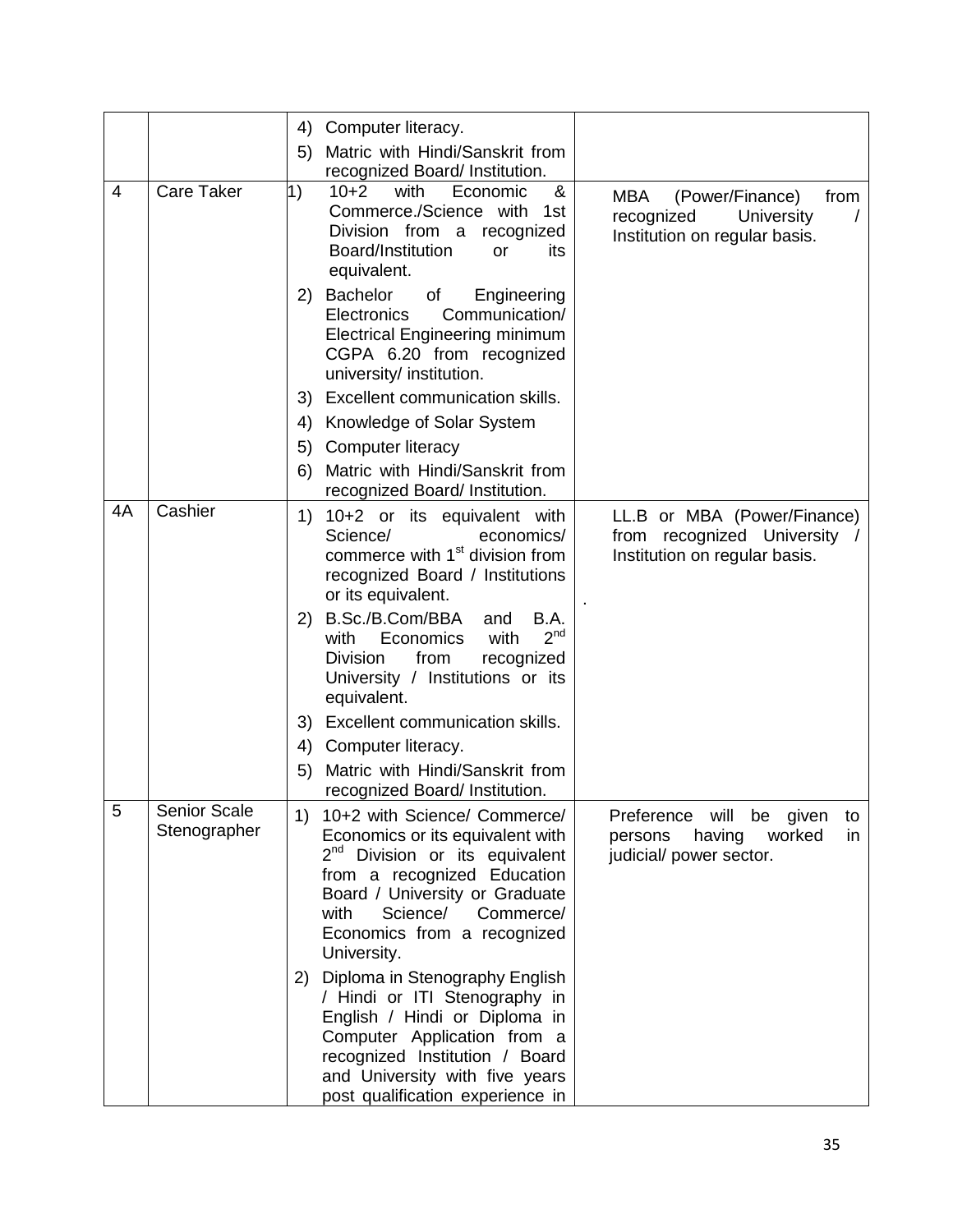| | | | |
|---|---|---|---|
| | | 4) Computer literacy.<br>5) Matric with Hindi/Sanskrit from recognized Board/ Institution. | |
| 4 | Care Taker | 1) 10+2 with Economic & Commerce./Science with 1st Division from a recognized Board/Institution or its equivalent.<br>2) Bachelor of Engineering Electronics Communication/ Electrical Engineering minimum CGPA 6.20 from recognized university/ institution.<br>3) Excellent communication skills.<br>4) Knowledge of Solar System<br>5) Computer literacy<br>6) Matric with Hindi/Sanskrit from recognized Board/ Institution. | MBA (Power/Finance) from recognized University / Institution on regular basis. |
| 4A | Cashier | 1) 10+2 or its equivalent with Science/ economics/ commerce with 1st division from recognized Board / Institutions or its equivalent.<br>2) B.Sc./B.Com/BBA and B.A. with Economics with 2nd Division from recognized University / Institutions or its equivalent.<br>3) Excellent communication skills.<br>4) Computer literacy.<br>5) Matric with Hindi/Sanskrit from recognized Board/ Institution. | LL.B or MBA (Power/Finance) from recognized University / Institution on regular basis.<br>. |
| 5 | Senior Scale Stenographer | 1) 10+2 with Science/ Commerce/ Economics or its equivalent with 2nd Division or its equivalent from a recognized Education Board / University or Graduate with Science/ Commerce/ Economics from a recognized University.<br>2) Diploma in Stenography English / Hindi or ITI Stenography in English / Hindi or Diploma in Computer Application from a recognized Institution / Board and University with five years post qualification experience in | Preference will be given to persons having worked in judicial/ power sector. |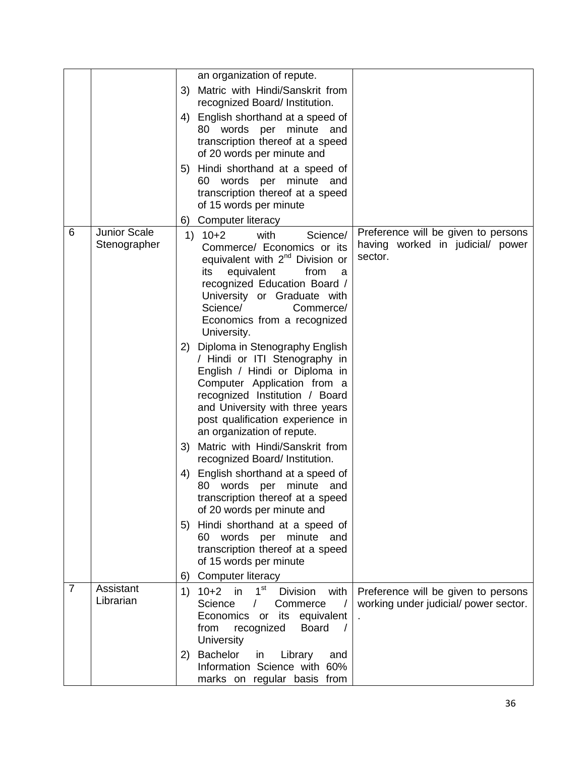| | | | |
|---|---|---|---|
| | | an organization of repute.<br>3) Matric with Hindi/Sanskrit from recognized Board/ Institution.<br>4) English shorthand at a speed of 80 words per minute and transcription thereof at a speed of 20 words per minute and<br>5) Hindi shorthand at a speed of 60 words per minute and transcription thereof at a speed of 15 words per minute<br>6) Computer literacy | |
| 6 | Junior Scale Stenographer | 1) 10+2 with Science/ Commerce/ Economics or its equivalent with 2nd Division or its equivalent from a recognized Education Board / University or Graduate with Science/ Commerce/ Economics from a recognized University.<br>2) Diploma in Stenography English / Hindi or ITI Stenography in English / Hindi or Diploma in Computer Application from a recognized Institution / Board and University with three years post qualification experience in an organization of repute.<br>3) Matric with Hindi/Sanskrit from recognized Board/ Institution.<br>4) English shorthand at a speed of 80 words per minute and transcription thereof at a speed of 20 words per minute and<br>5) Hindi shorthand at a speed of 60 words per minute and transcription thereof at a speed of 15 words per minute<br>6) Computer literacy | Preference will be given to persons having worked in judicial/ power sector. |
| 7 | Assistant Librarian | 1) 10+2 in 1st Division with Science / Commerce / Economics or its equivalent from recognized Board / University<br>2) Bachelor in Library and Information Science with 60% marks on regular basis from | Preference will be given to persons working under judicial/ power sector. . |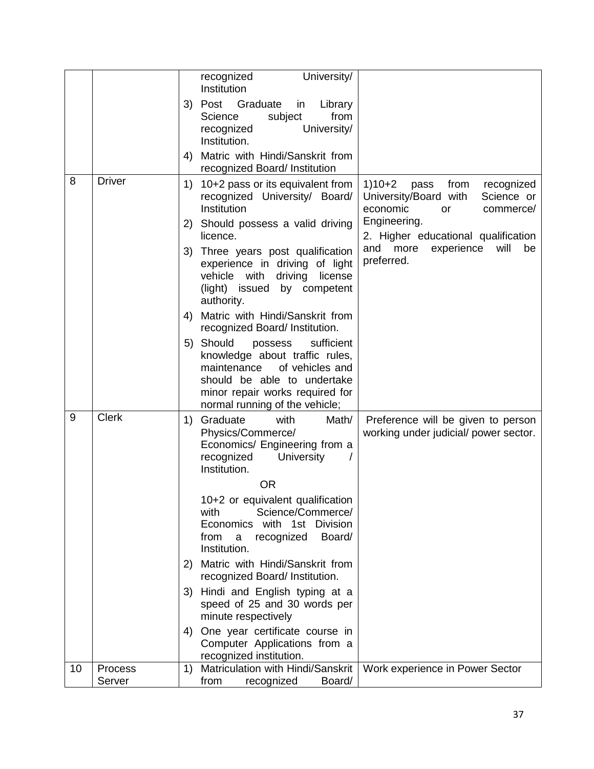| | | | |
|---|---|---|---|
| | | recognized University/ Institution<br>3) Post Graduate in Library Science subject from recognized University/ Institution.<br>4) Matric with Hindi/Sanskrit from recognized Board/ Institution | |
| 8 | Driver | 1) 10+2 pass or its equivalent from recognized University/ Board/ Institution<br>2) Should possess a valid driving licence.<br>3) Three years post qualification experience in driving of light vehicle with driving license (light) issued by competent authority.<br>4) Matric with Hindi/Sanskrit from recognized Board/ Institution.<br>5) Should possess sufficient knowledge about traffic rules, maintenance of vehicles and should be able to undertake minor repair works required for normal running of the vehicle; | 1)10+2 pass from recognized University/Board with Science or economic or commerce/ Engineering.<br>2. Higher educational qualification and more experience will be preferred. |
| 9 | Clerk | 1) Graduate with Math/ Physics/Commerce/ Economics/ Engineering from a recognized University / Institution.<br>OR<br>10+2 or equivalent qualification with Science/Commerce/ Economics with 1st Division from a recognized Board/ Institution.<br>2) Matric with Hindi/Sanskrit from recognized Board/ Institution.<br>3) Hindi and English typing at a speed of 25 and 30 words per minute respectively<br>4) One year certificate course in Computer Applications from a recognized institution. | Preference will be given to person working under judicial/ power sector. |
| 10 | Process Server | 1) Matriculation with Hindi/Sanskrit from recognized Board/ | Work experience in Power Sector |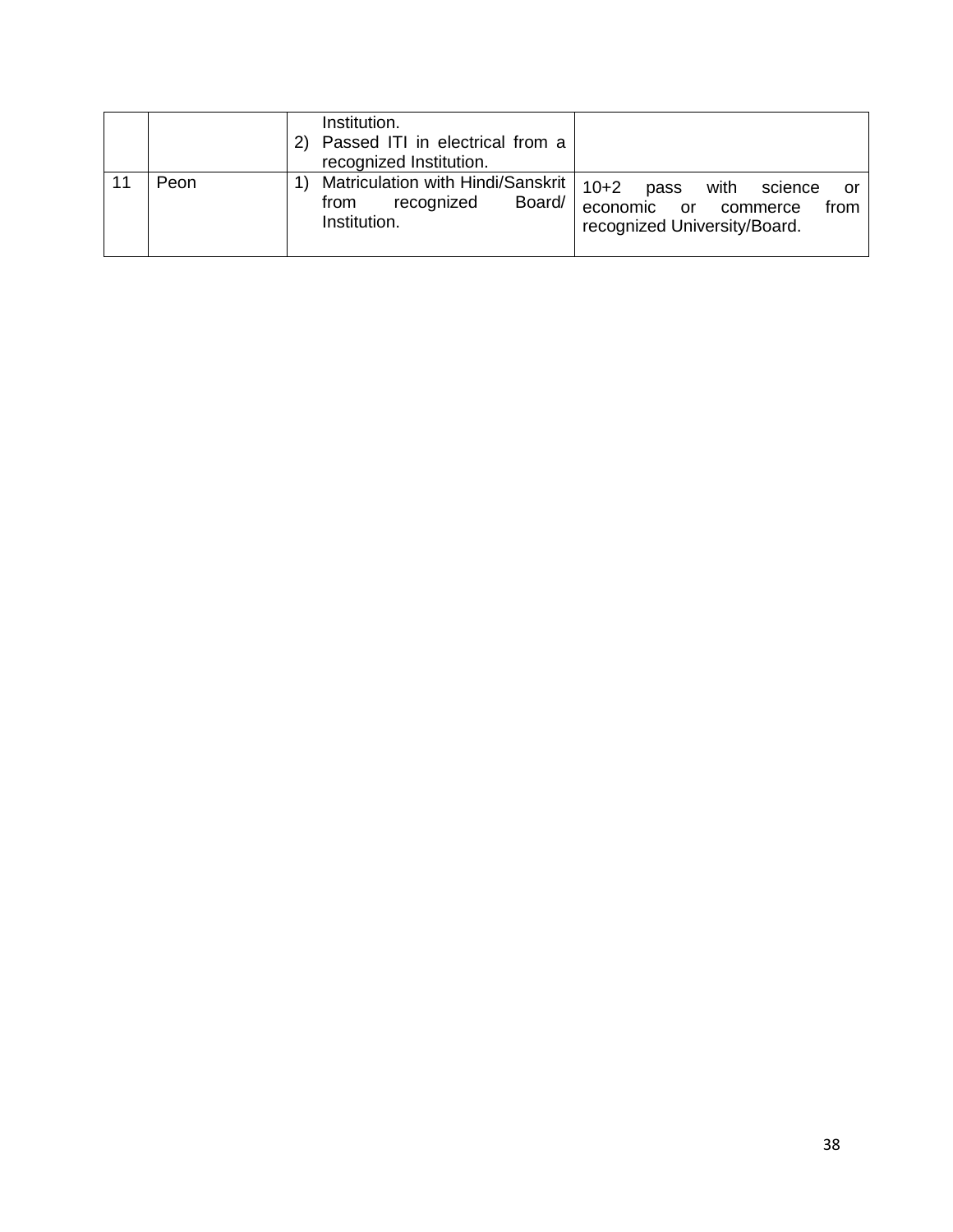| | | | |
|---|---|---|---|
| | | Institution.<br>2) Passed ITI in electrical from a recognized Institution. | |
| 11 | Peon | 1) Matriculation with Hindi/Sanskrit from recognized Board/ Institution. | 10+2 pass with science or economic or commerce from recognized University/Board. |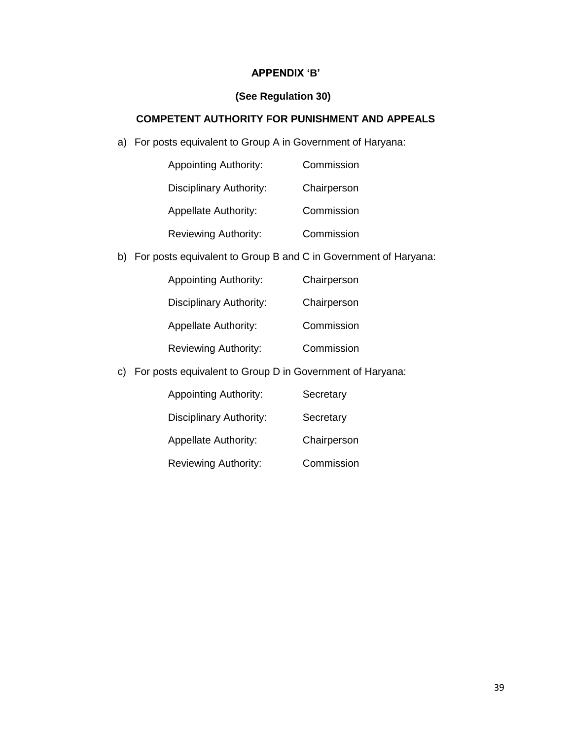**APPENDIX 'B'**

**(See Regulation 30)**

**COMPETENT AUTHORITY FOR PUNISHMENT AND APPEALS**

a) For posts equivalent to Group A in Government of Haryana:

| | |
|---|---|
| Appointing Authority: | Commission |
| Disciplinary Authority: | Chairperson |
| Appellate Authority: | Commission |
| Reviewing Authority: | Commission |

b) For posts equivalent to Group B and C in Government of Haryana:

| | |
|---|---|
| Appointing Authority: | Chairperson |
| Disciplinary Authority: | Chairperson |
| Appellate Authority: | Commission |
| Reviewing Authority: | Commission |

c) For posts equivalent to Group D in Government of Haryana:

| | |
|---|---|
| Appointing Authority: | Secretary |
| Disciplinary Authority: | Secretary |
| Appellate Authority: | Chairperson |
| Reviewing Authority: | Commission |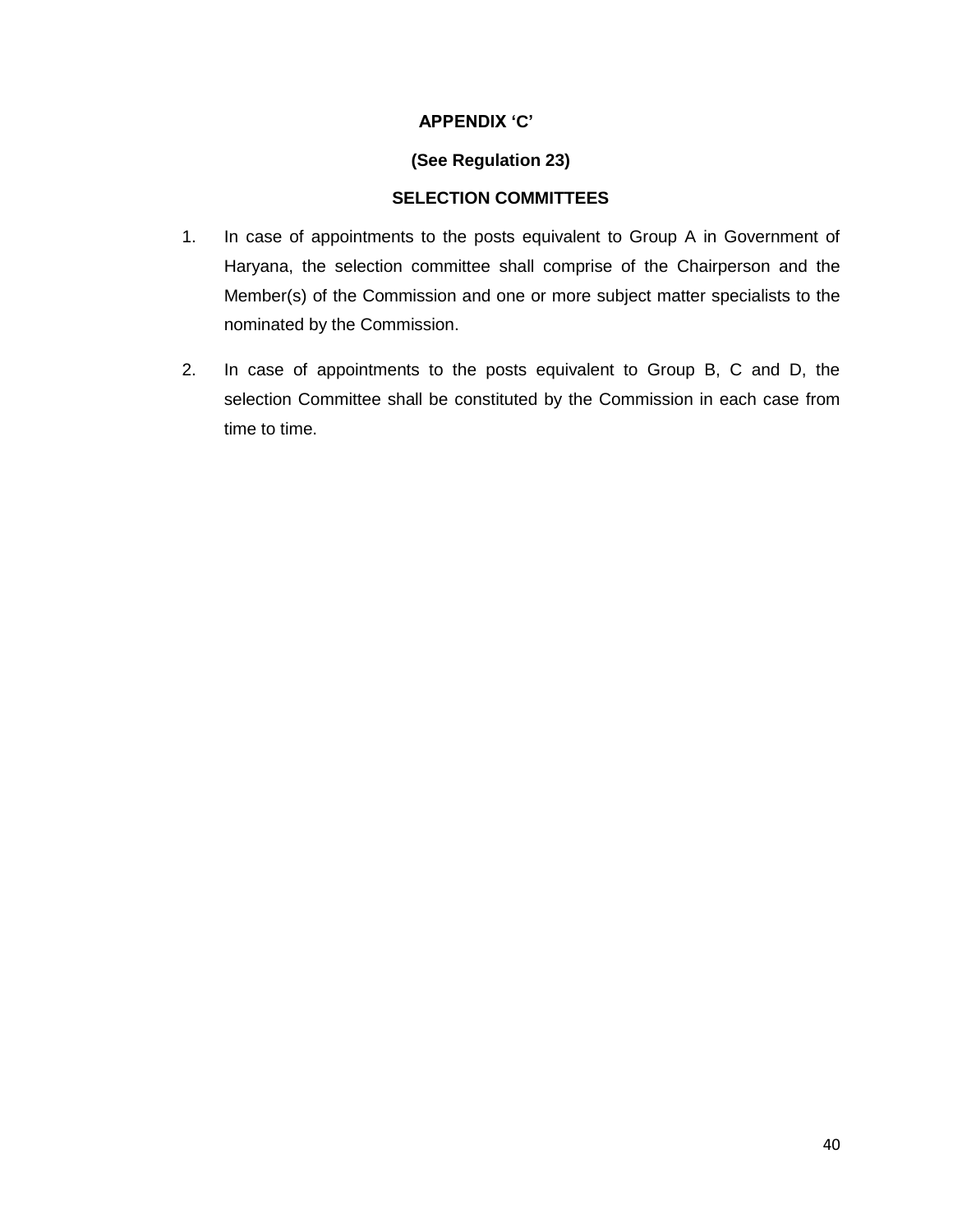**APPENDIX 'C'**

**(See Regulation 23)**

**SELECTION COMMITTEES**

1. In case of appointments to the posts equivalent to Group A in Government of Haryana, the selection committee shall comprise of the Chairperson and the Member(s) of the Commission and one or more subject matter specialists to the nominated by the Commission.

2. In case of appointments to the posts equivalent to Group B, C and D, the selection Committee shall be constituted by the Commission in each case from time to time.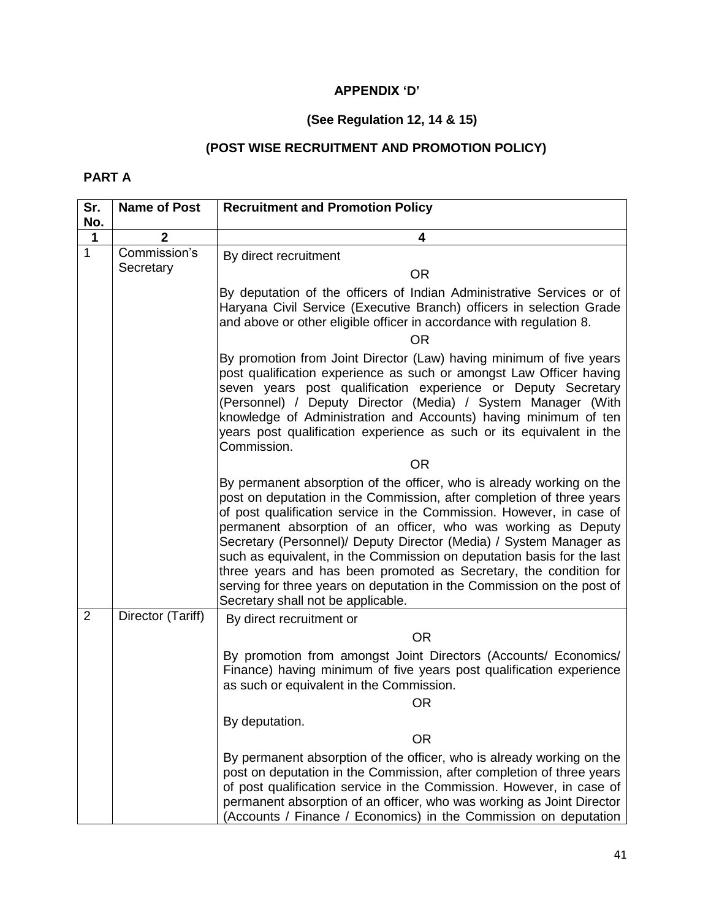**APPENDIX 'D'**

**(See Regulation 12, 14 & 15)**

**(POST WISE RECRUITMENT AND PROMOTION POLICY)**

**PART A**

| Sr. No. | Name of Post | Recruitment and Promotion Policy |
|---|---|---|
| **1** | **2** | **4** |
| 1 | Commission's Secretary | By direct recruitment<br>OR<br>By deputation of the officers of Indian Administrative Services or of Haryana Civil Service (Executive Branch) officers in selection Grade and above or other eligible officer in accordance with regulation 8.<br>OR<br>By promotion from Joint Director (Law) having minimum of five years post qualification experience as such or amongst Law Officer having seven years post qualification experience or Deputy Secretary (Personnel) / Deputy Director (Media) / System Manager (With knowledge of Administration and Accounts) having minimum of ten years post qualification experience as such or its equivalent in the Commission.<br>OR<br>By permanent absorption of the officer, who is already working on the post on deputation in the Commission, after completion of three years of post qualification service in the Commission. However, in case of permanent absorption of an officer, who was working as Deputy Secretary (Personnel)/ Deputy Director (Media) / System Manager as such as equivalent, in the Commission on deputation basis for the last three years and has been promoted as Secretary, the condition for serving for three years on deputation in the Commission on the post of Secretary shall not be applicable. |
| 2 | Director (Tariff) | By direct recruitment or<br>OR<br>By promotion from amongst Joint Directors (Accounts/ Economics/ Finance) having minimum of five years post qualification experience as such or equivalent in the Commission.<br>OR<br>By deputation.<br>OR<br>By permanent absorption of the officer, who is already working on the post on deputation in the Commission, after completion of three years of post qualification service in the Commission. However, in case of permanent absorption of an officer, who was working as Joint Director (Accounts / Finance / Economics) in the Commission on deputation |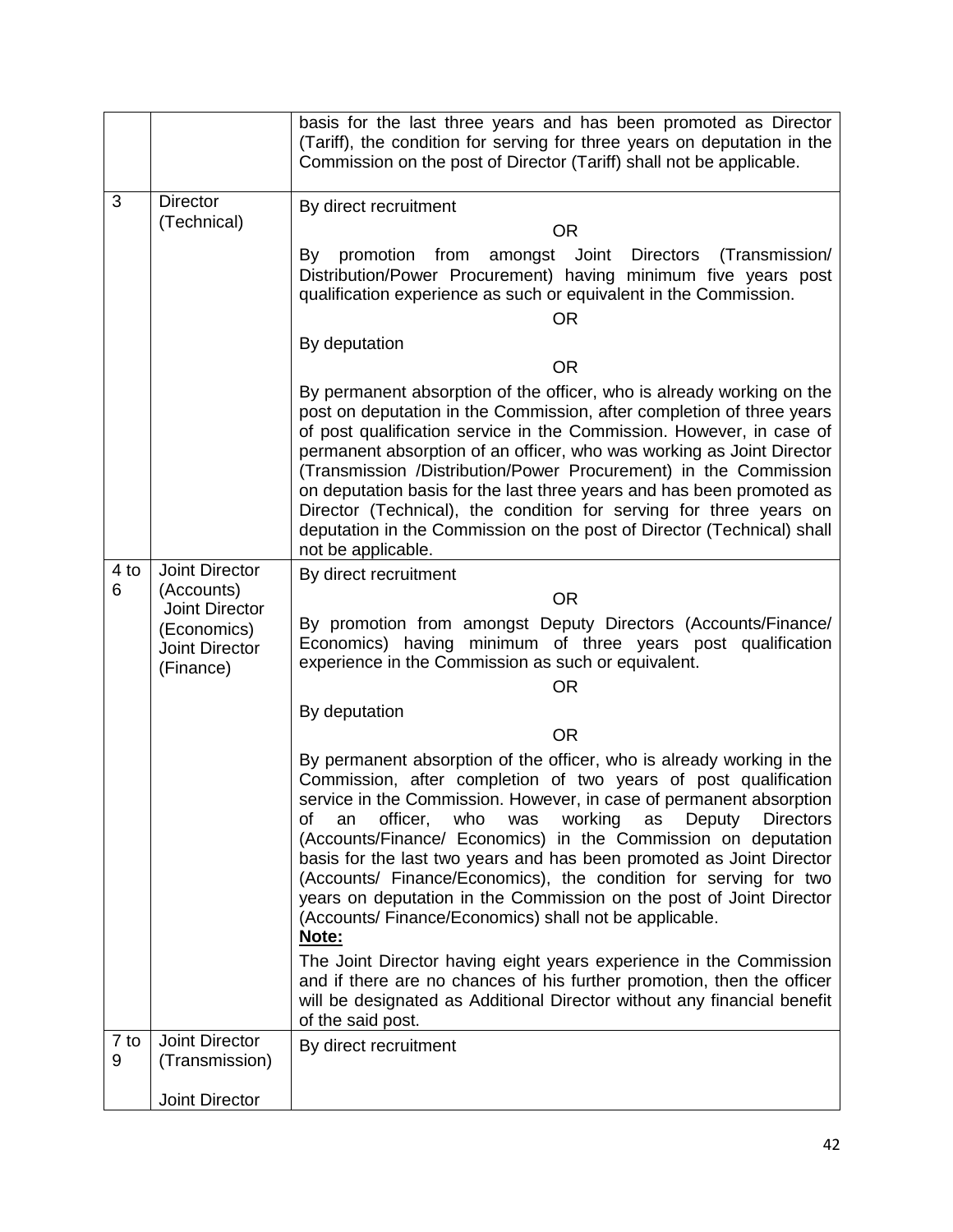| | | |
|---|---|---|
| | | basis for the last three years and has been promoted as Director (Tariff), the condition for serving for three years on deputation in the Commission on the post of Director (Tariff) shall not be applicable. |
| 3 | Director (Technical) | By direct recruitment<br><br>OR<br><br>By promotion from amongst Joint Directors (Transmission/ Distribution/Power Procurement) having minimum five years post qualification experience as such or equivalent in the Commission.<br><br>OR<br><br>By deputation<br><br>OR<br><br>By permanent absorption of the officer, who is already working on the post on deputation in the Commission, after completion of three years of post qualification service in the Commission. However, in case of permanent absorption of an officer, who was working as Joint Director (Transmission /Distribution/Power Procurement) in the Commission on deputation basis for the last three years and has been promoted as Director (Technical), the condition for serving for three years on deputation in the Commission on the post of Director (Technical) shall not be applicable. |
| 4 to 6 | Joint Director (Accounts)<br>Joint Director (Economics)<br>Joint Director (Finance) | By direct recruitment<br><br>OR<br><br>By promotion from amongst Deputy Directors (Accounts/Finance/ Economics) having minimum of three years post qualification experience in the Commission as such or equivalent.<br><br>OR<br><br>By deputation<br><br>OR<br><br>By permanent absorption of the officer, who is already working in the Commission, after completion of two years of post qualification service in the Commission. However, in case of permanent absorption of an officer, who was working as Deputy Directors (Accounts/Finance/ Economics) in the Commission on deputation basis for the last two years and has been promoted as Joint Director (Accounts/ Finance/Economics), the condition for serving for two years on deputation in the Commission on the post of Joint Director (Accounts/ Finance/Economics) shall not be applicable.<br>**Note:**<br>The Joint Director having eight years experience in the Commission and if there are no chances of his further promotion, then the officer will be designated as Additional Director without any financial benefit of the said post. |
| 7 to 9 | Joint Director (Transmission)<br><br>Joint Director | By direct recruitment |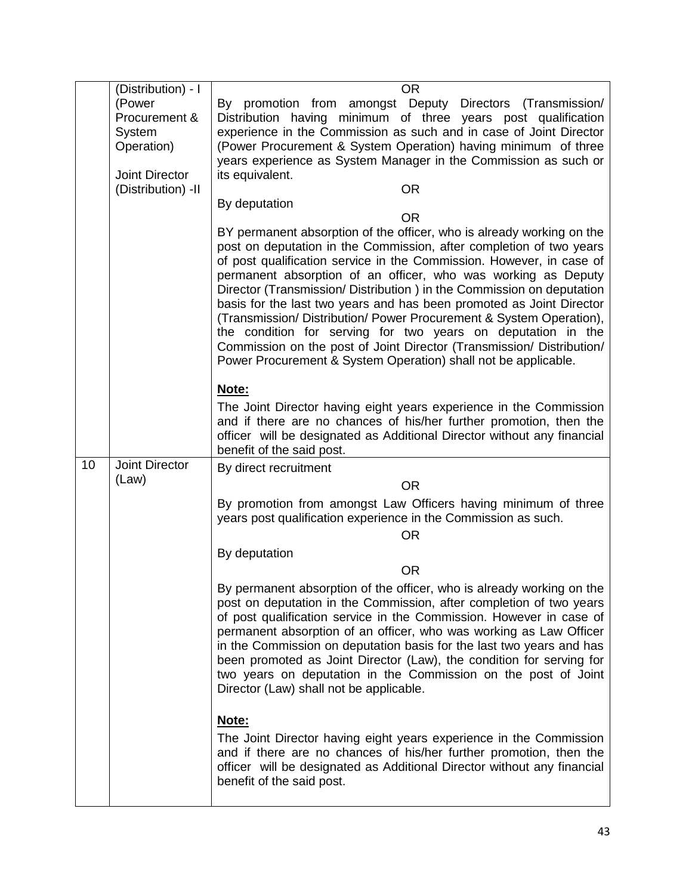| | | |
|---|---|---|
| | (Distribution) - I (Power Procurement & System Operation)<br><br>Joint Director (Distribution) -II | OR<br>By promotion from amongst Deputy Directors (Transmission/ Distribution having minimum of three years post qualification experience in the Commission as such and in case of Joint Director (Power Procurement & System Operation) having minimum of three years experience as System Manager in the Commission as such or its equivalent.<br>OR<br>By deputation<br>OR<br>BY permanent absorption of the officer, who is already working on the post on deputation in the Commission, after completion of two years of post qualification service in the Commission. However, in case of permanent absorption of an officer, who was working as Deputy Director (Transmission/ Distribution ) in the Commission on deputation basis for the last two years and has been promoted as Joint Director (Transmission/ Distribution/ Power Procurement & System Operation), the condition for serving for two years on deputation in the Commission on the post of Joint Director (Transmission/ Distribution/ Power Procurement & System Operation) shall not be applicable.<br><br>**Note:**<br>The Joint Director having eight years experience in the Commission and if there are no chances of his/her further promotion, then the officer will be designated as Additional Director without any financial benefit of the said post. |
| 10 | Joint Director (Law) | By direct recruitment<br>OR<br>By promotion from amongst Law Officers having minimum of three years post qualification experience in the Commission as such.<br>OR<br>By deputation<br>OR<br>By permanent absorption of the officer, who is already working on the post on deputation in the Commission, after completion of two years of post qualification service in the Commission. However in case of permanent absorption of an officer, who was working as Law Officer in the Commission on deputation basis for the last two years and has been promoted as Joint Director (Law), the condition for serving for two years on deputation in the Commission on the post of Joint Director (Law) shall not be applicable.<br><br>**Note:**<br>The Joint Director having eight years experience in the Commission and if there are no chances of his/her further promotion, then the officer will be designated as Additional Director without any financial benefit of the said post. |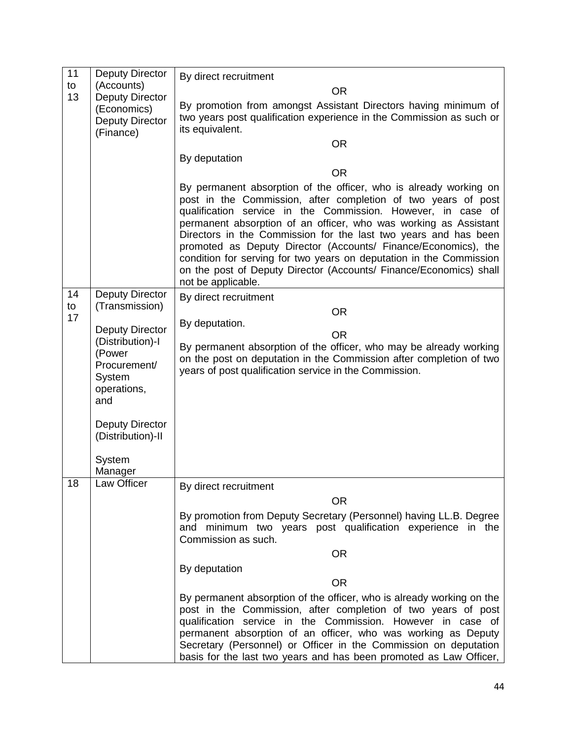| 11 to 13 | Deputy Director (Accounts)<br>Deputy Director (Economics)<br>Deputy Director (Finance) | By direct recruitment<br>OR<br>By promotion from amongst Assistant Directors having minimum of two years post qualification experience in the Commission as such or its equivalent.<br>OR<br>By deputation<br>OR<br>By permanent absorption of the officer, who is already working on post in the Commission, after completion of two years of post qualification service in the Commission. However, in case of permanent absorption of an officer, who was working as Assistant Directors in the Commission for the last two years and has been promoted as Deputy Director (Accounts/ Finance/Economics), the condition for serving for two years on deputation in the Commission on the post of Deputy Director (Accounts/ Finance/Economics) shall not be applicable. |
|---|---|---|
| 14 to 17 | Deputy Director (Transmission)<br><br>Deputy Director (Distribution)-I (Power Procurement/ System operations, and<br><br>Deputy Director (Distribution)-II<br><br>System Manager | By direct recruitment<br>OR<br>By deputation.<br>OR<br>By permanent absorption of the officer, who may be already working on the post on deputation in the Commission after completion of two years of post qualification service in the Commission. |
| 18 | Law Officer | By direct recruitment<br>OR<br>By promotion from Deputy Secretary (Personnel) having LL.B. Degree and minimum two years post qualification experience in the Commission as such.<br>OR<br>By deputation<br>OR<br>By permanent absorption of the officer, who is already working on the post in the Commission, after completion of two years of post qualification service in the Commission. However in case of permanent absorption of an officer, who was working as Deputy Secretary (Personnel) or Officer in the Commission on deputation basis for the last two years and has been promoted as Law Officer, |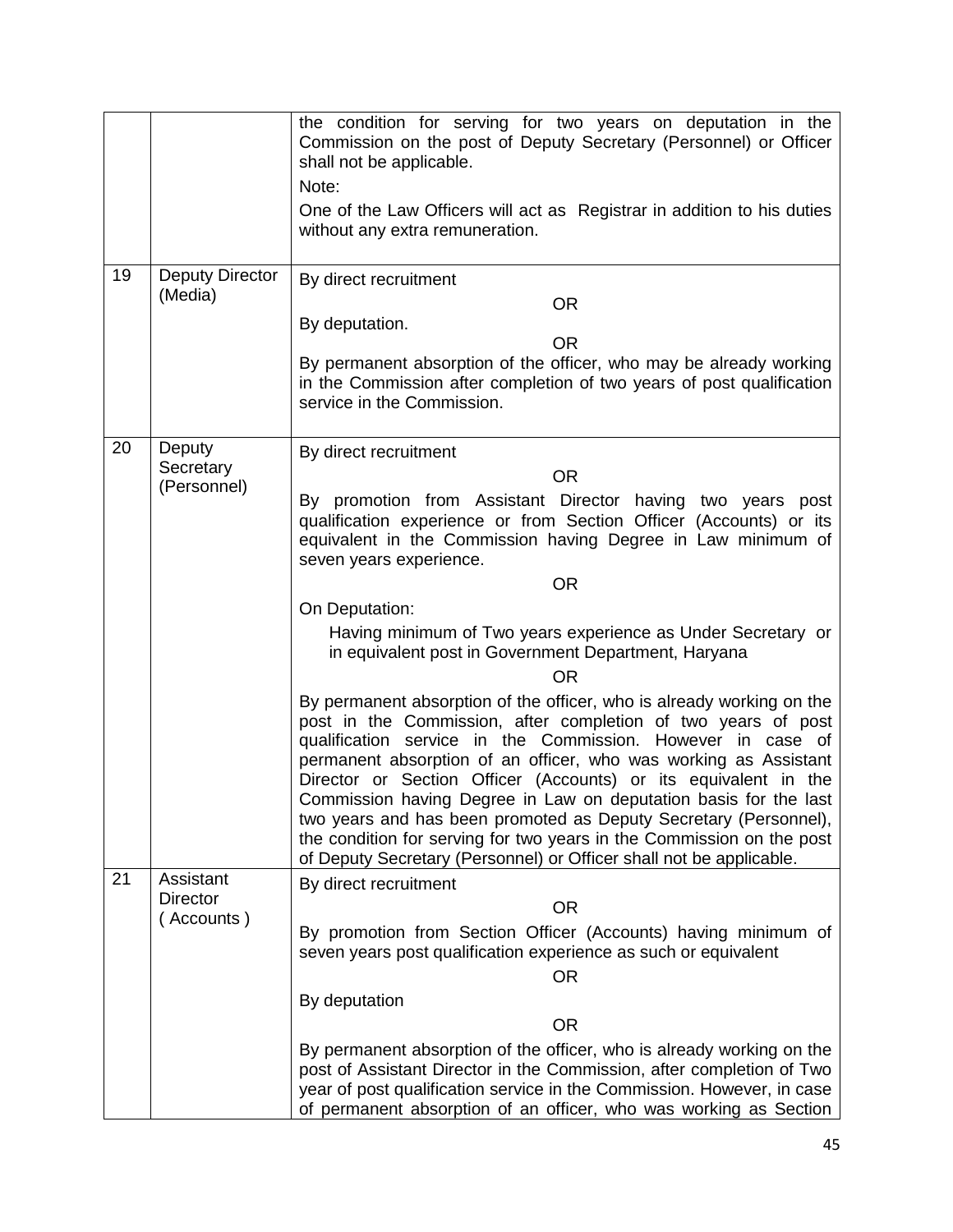| | | |
|---|---|---|
| | | the condition for serving for two years on deputation in the Commission on the post of Deputy Secretary (Personnel) or Officer shall not be applicable.<br><br>Note:<br><br>One of the Law Officers will act as Registrar in addition to his duties without any extra remuneration. |
| 19 | Deputy Director (Media) | By direct recruitment<br><br>OR<br><br>By deputation.<br><br>OR<br><br>By permanent absorption of the officer, who may be already working in the Commission after completion of two years of post qualification service in the Commission. |
| 20 | Deputy Secretary (Personnel) | By direct recruitment<br><br>OR<br><br>By promotion from Assistant Director having two years post qualification experience or from Section Officer (Accounts) or its equivalent in the Commission having Degree in Law minimum of seven years experience.<br><br>OR<br><br>On Deputation:<br><br>Having minimum of Two years experience as Under Secretary or in equivalent post in Government Department, Haryana<br><br>OR<br><br>By permanent absorption of the officer, who is already working on the post in the Commission, after completion of two years of post qualification service in the Commission. However in case of permanent absorption of an officer, who was working as Assistant Director or Section Officer (Accounts) or its equivalent in the Commission having Degree in Law on deputation basis for the last two years and has been promoted as Deputy Secretary (Personnel), the condition for serving for two years in the Commission on the post of Deputy Secretary (Personnel) or Officer shall not be applicable. |
| 21 | Assistant Director ( Accounts ) | By direct recruitment<br><br>OR<br><br>By promotion from Section Officer (Accounts) having minimum of seven years post qualification experience as such or equivalent<br><br>OR<br><br>By deputation<br><br>OR<br><br>By permanent absorption of the officer, who is already working on the post of Assistant Director in the Commission, after completion of Two year of post qualification service in the Commission. However, in case of permanent absorption of an officer, who was working as Section |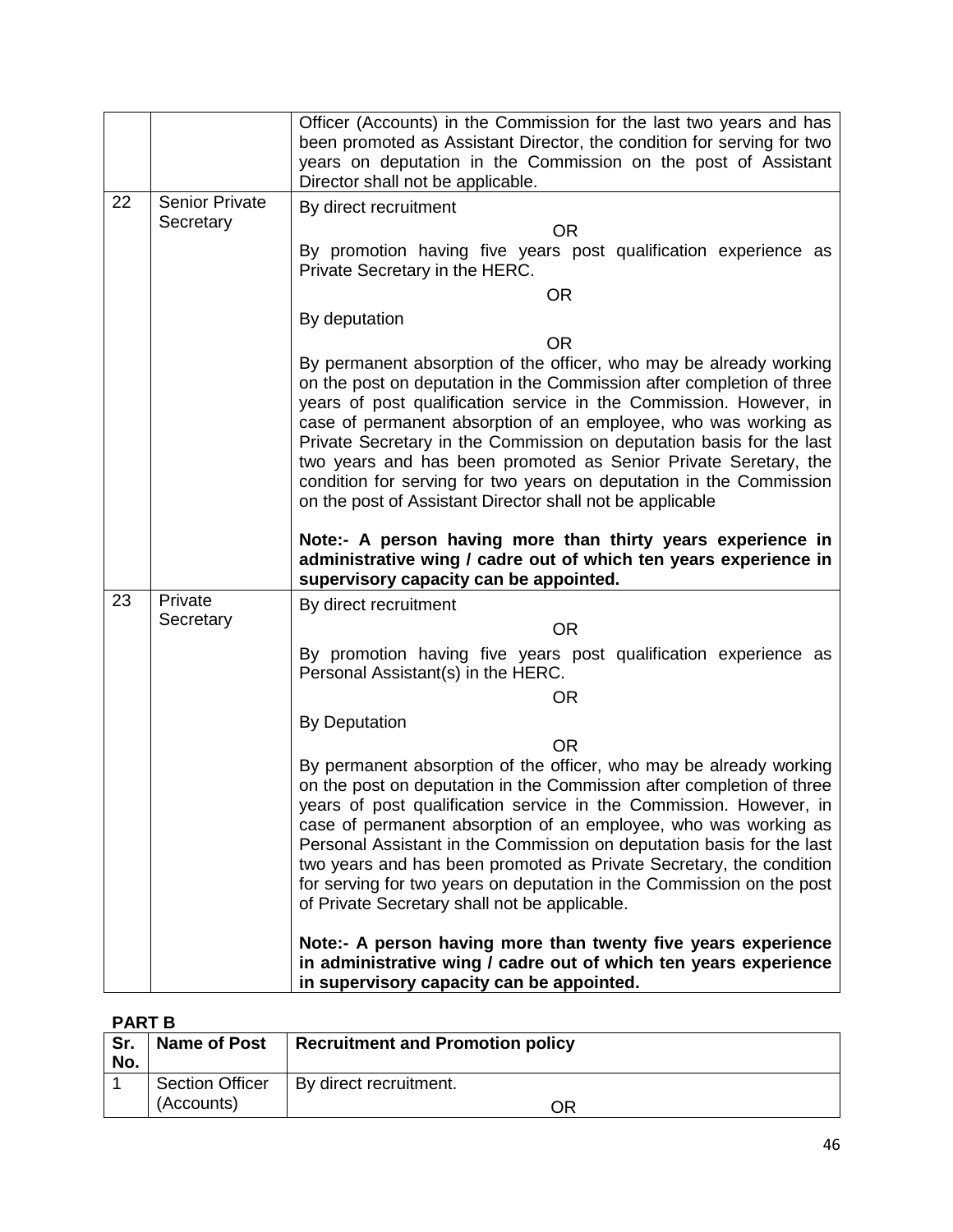|  |  |  |
|---|---|---|
|  |  | Officer (Accounts) in the Commission for the last two years and has been promoted as Assistant Director, the condition for serving for two years on deputation in the Commission on the post of Assistant Director shall not be applicable. |
| 22 | Senior Private Secretary | By direct recruitment<br>OR<br>By promotion having five years post qualification experience as Private Secretary in the HERC.<br>OR<br>By deputation<br>OR<br>By permanent absorption of the officer, who may be already working on the post on deputation in the Commission after completion of three years of post qualification service in the Commission. However, in case of permanent absorption of an employee, who was working as Private Secretary in the Commission on deputation basis for the last two years and has been promoted as Senior Private Seretary, the condition for serving for two years on deputation in the Commission on the post of Assistant Director shall not be applicable<br><br>**Note:- A person having more than thirty years experience in administrative wing / cadre out of which ten years experience in supervisory capacity can be appointed.** |
| 23 | Private Secretary | By direct recruitment<br>OR<br>By promotion having five years post qualification experience as Personal Assistant(s) in the HERC.<br>OR<br>By Deputation<br>OR<br>By permanent absorption of the officer, who may be already working on the post on deputation in the Commission after completion of three years of post qualification service in the Commission. However, in case of permanent absorption of an employee, who was working as Personal Assistant in the Commission on deputation basis for the last two years and has been promoted as Private Secretary, the condition for serving for two years on deputation in the Commission on the post of Private Secretary shall not be applicable.<br><br>**Note:- A person having more than twenty five years experience in administrative wing / cadre out of which ten years experience in supervisory capacity can be appointed.** |

**PART B**

| Sr. No. | Name of Post | Recruitment and Promotion policy |
|---|---|---|
| 1 | Section Officer (Accounts) | By direct recruitment.<br>OR |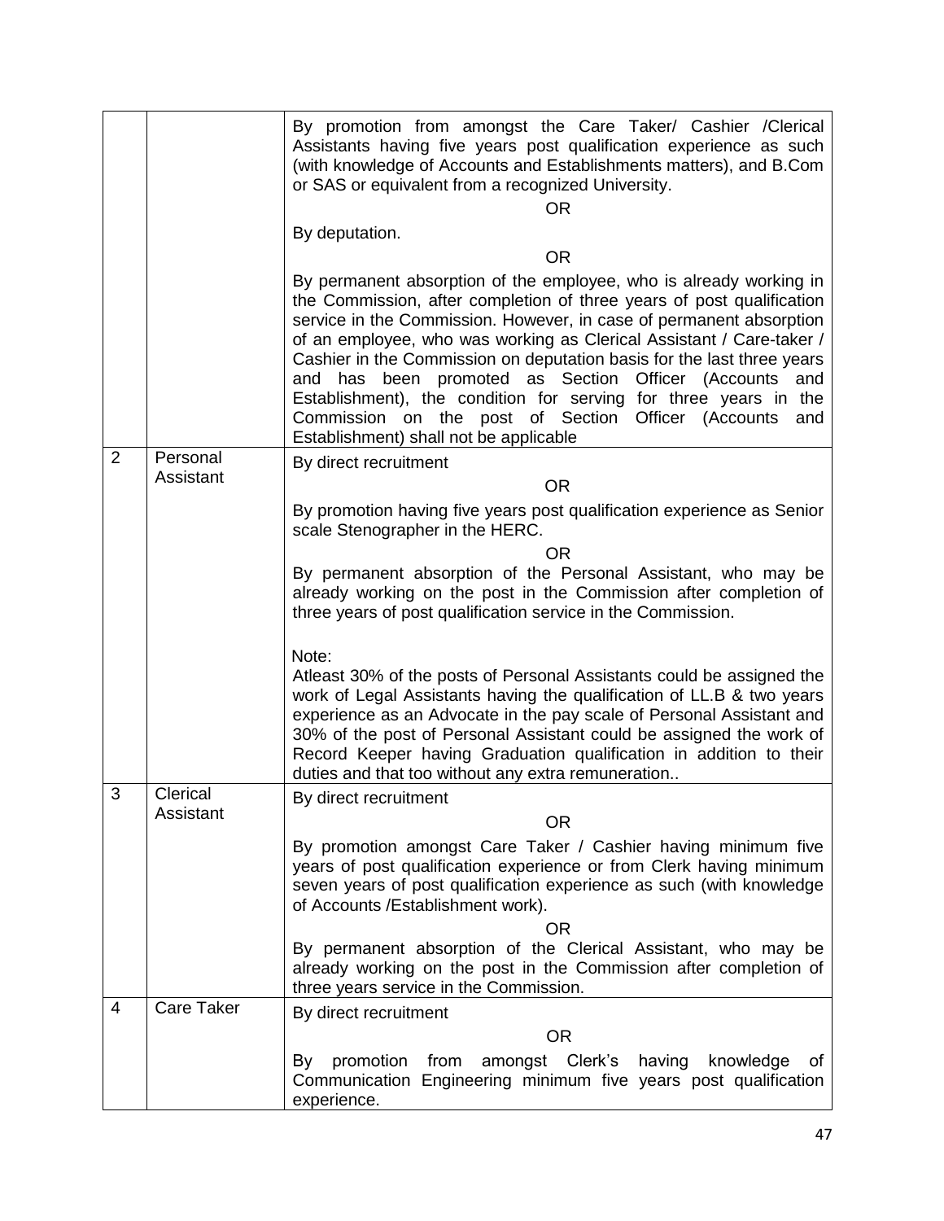|  |  |  |
| --- | --- | --- |
|  |  | By promotion from amongst the Care Taker/ Cashier /Clerical Assistants having five years post qualification experience as such (with knowledge of Accounts and Establishments matters), and B.Com or SAS or equivalent from a recognized University.<br><br>OR<br><br>By deputation.<br><br>OR<br><br>By permanent absorption of the employee, who is already working in the Commission, after completion of three years of post qualification service in the Commission. However, in case of permanent absorption of an employee, who was working as Clerical Assistant / Care-taker / Cashier in the Commission on deputation basis for the last three years and has been promoted as Section Officer (Accounts and Establishment), the condition for serving for three years in the Commission on the post of Section Officer (Accounts and Establishment) shall not be applicable |
| 2 | Personal Assistant | By direct recruitment<br><br>OR<br><br>By promotion having five years post qualification experience as Senior scale Stenographer in the HERC.<br><br>OR<br><br>By permanent absorption of the Personal Assistant, who may be already working on the post in the Commission after completion of three years of post qualification service in the Commission.<br><br>Note:<br>Atleast 30% of the posts of Personal Assistants could be assigned the work of Legal Assistants having the qualification of LL.B & two years experience as an Advocate in the pay scale of Personal Assistant and 30% of the post of Personal Assistant could be assigned the work of Record Keeper having Graduation qualification in addition to their duties and that too without any extra remuneration.. |
| 3 | Clerical Assistant | By direct recruitment<br><br>OR<br><br>By promotion amongst Care Taker / Cashier having minimum five years of post qualification experience or from Clerk having minimum seven years of post qualification experience as such (with knowledge of Accounts /Establishment work).<br><br>OR<br><br>By permanent absorption of the Clerical Assistant, who may be already working on the post in the Commission after completion of three years service in the Commission. |
| 4 | Care Taker | By direct recruitment<br><br>OR<br><br>By promotion from amongst Clerk's having knowledge of Communication Engineering minimum five years post qualification experience. |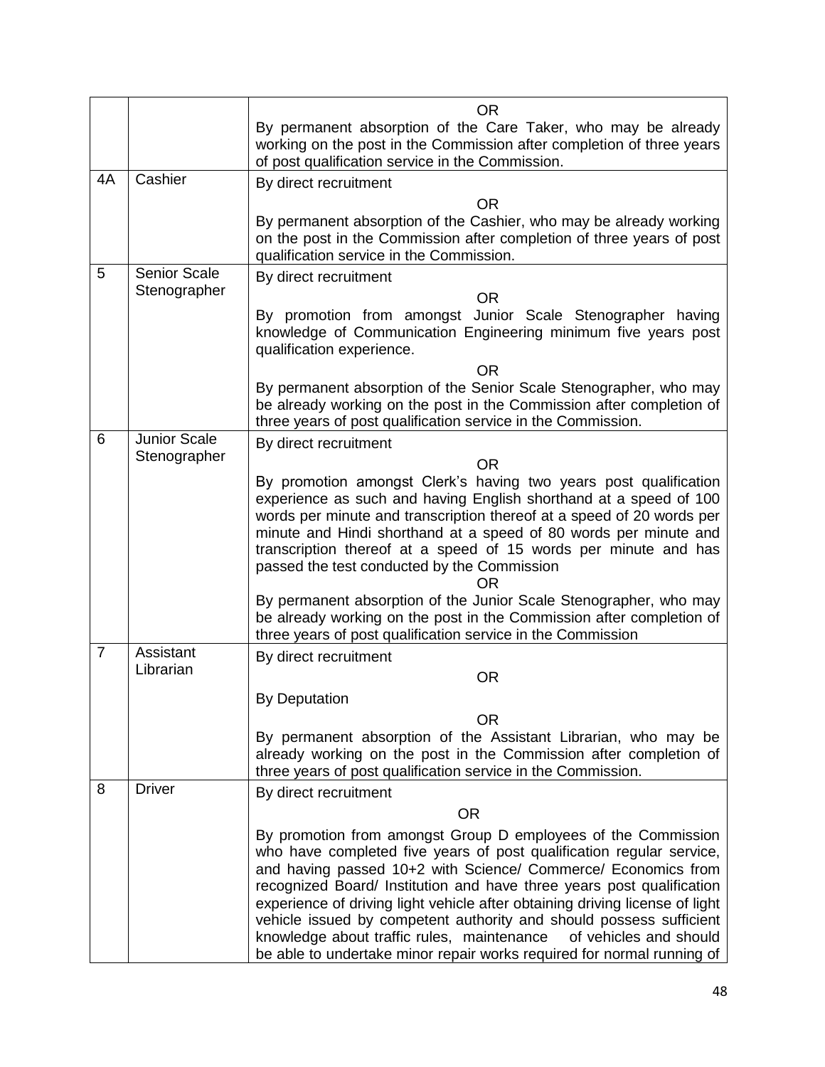| | | |
|---|---|---|
| | | OR<br>By permanent absorption of the Care Taker, who may be already working on the post in the Commission after completion of three years of post qualification service in the Commission. |
| 4A | Cashier | By direct recruitment<br>OR<br>By permanent absorption of the Cashier, who may be already working on the post in the Commission after completion of three years of post qualification service in the Commission. |
| 5 | Senior Scale Stenographer | By direct recruitment<br>OR<br>By promotion from amongst Junior Scale Stenographer having knowledge of Communication Engineering minimum five years post qualification experience.<br>OR<br>By permanent absorption of the Senior Scale Stenographer, who may be already working on the post in the Commission after completion of three years of post qualification service in the Commission. |
| 6 | Junior Scale Stenographer | By direct recruitment<br>OR<br>By promotion amongst Clerk's having two years post qualification experience as such and having English shorthand at a speed of 100 words per minute and transcription thereof at a speed of 20 words per minute and Hindi shorthand at a speed of 80 words per minute and transcription thereof at a speed of 15 words per minute and has passed the test conducted by the Commission<br>OR<br>By permanent absorption of the Junior Scale Stenographer, who may be already working on the post in the Commission after completion of three years of post qualification service in the Commission |
| 7 | Assistant Librarian | By direct recruitment<br>OR<br>By Deputation<br>OR<br>By permanent absorption of the Assistant Librarian, who may be already working on the post in the Commission after completion of three years of post qualification service in the Commission. |
| 8 | Driver | By direct recruitment<br>OR<br>By promotion from amongst Group D employees of the Commission who have completed five years of post qualification regular service, and having passed 10+2 with Science/ Commerce/ Economics from recognized Board/ Institution and have three years post qualification experience of driving light vehicle after obtaining driving license of light vehicle issued by competent authority and should possess sufficient knowledge about traffic rules, maintenance of vehicles and should be able to undertake minor repair works required for normal running of |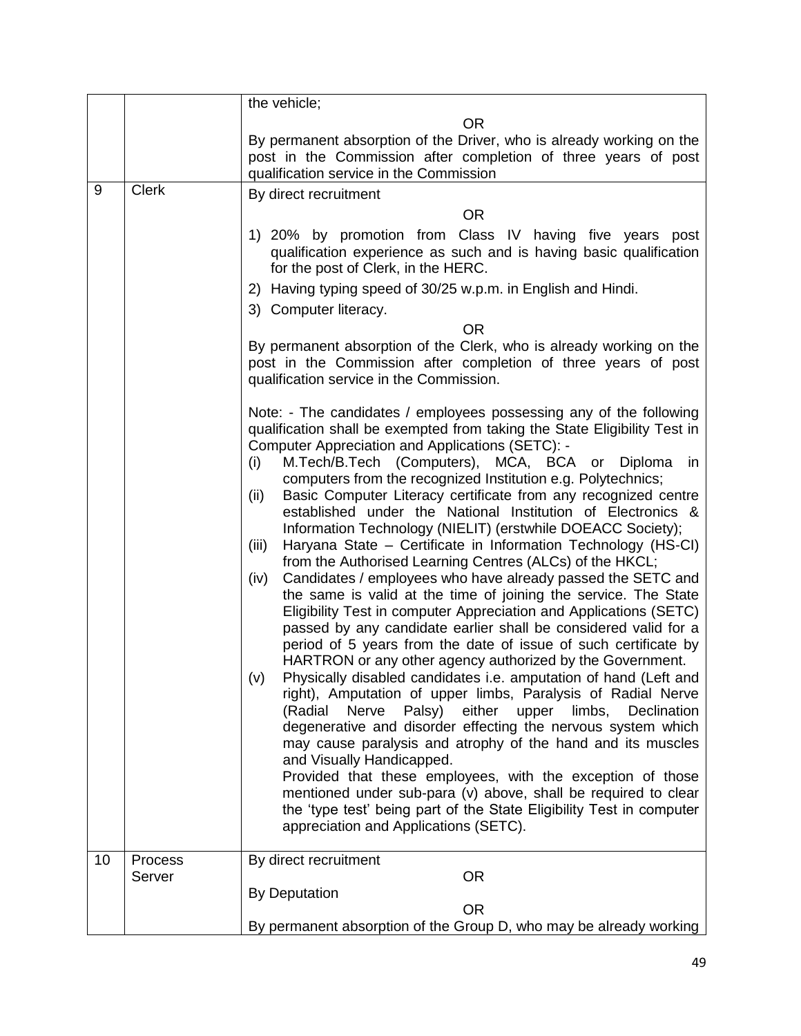|  |  |  |
|---|---|---|
|  |  | the vehicle;<br>OR<br>By permanent absorption of the Driver, who is already working on the post in the Commission after completion of three years of post qualification service in the Commission |
| 9 | Clerk | By direct recruitment<br>OR<br>1) 20% by promotion from Class IV having five years post qualification experience as such and is having basic qualification for the post of Clerk, in the HERC.<br>2) Having typing speed of 30/25 w.p.m. in English and Hindi.<br>3) Computer literacy.<br>OR<br>By permanent absorption of the Clerk, who is already working on the post in the Commission after completion of three years of post qualification service in the Commission.<br><br>Note: - The candidates / employees possessing any of the following qualification shall be exempted from taking the State Eligibility Test in Computer Appreciation and Applications (SETC): -<br>(i) M.Tech/B.Tech (Computers), MCA, BCA or Diploma in computers from the recognized Institution e.g. Polytechnics;<br>(ii) Basic Computer Literacy certificate from any recognized centre established under the National Institution of Electronics & Information Technology (NIELIT) (erstwhile DOEACC Society);<br>(iii) Haryana State – Certificate in Information Technology (HS-CI) from the Authorised Learning Centres (ALCs) of the HKCL;<br>(iv) Candidates / employees who have already passed the SETC and the same is valid at the time of joining the service. The State Eligibility Test in computer Appreciation and Applications (SETC) passed by any candidate earlier shall be considered valid for a period of 5 years from the date of issue of such certificate by HARTRON or any other agency authorized by the Government.<br>(v) Physically disabled candidates i.e. amputation of hand (Left and right), Amputation of upper limbs, Paralysis of Radial Nerve (Radial Nerve Palsy) either upper limbs, Declination degenerative and disorder effecting the nervous system which may cause paralysis and atrophy of the hand and its muscles and Visually Handicapped.<br>Provided that these employees, with the exception of those mentioned under sub-para (v) above, shall be required to clear the 'type test' being part of the State Eligibility Test in computer appreciation and Applications (SETC). |
| 10 | Process Server | By direct recruitment<br>OR<br>By Deputation<br>OR<br>By permanent absorption of the Group D, who may be already working |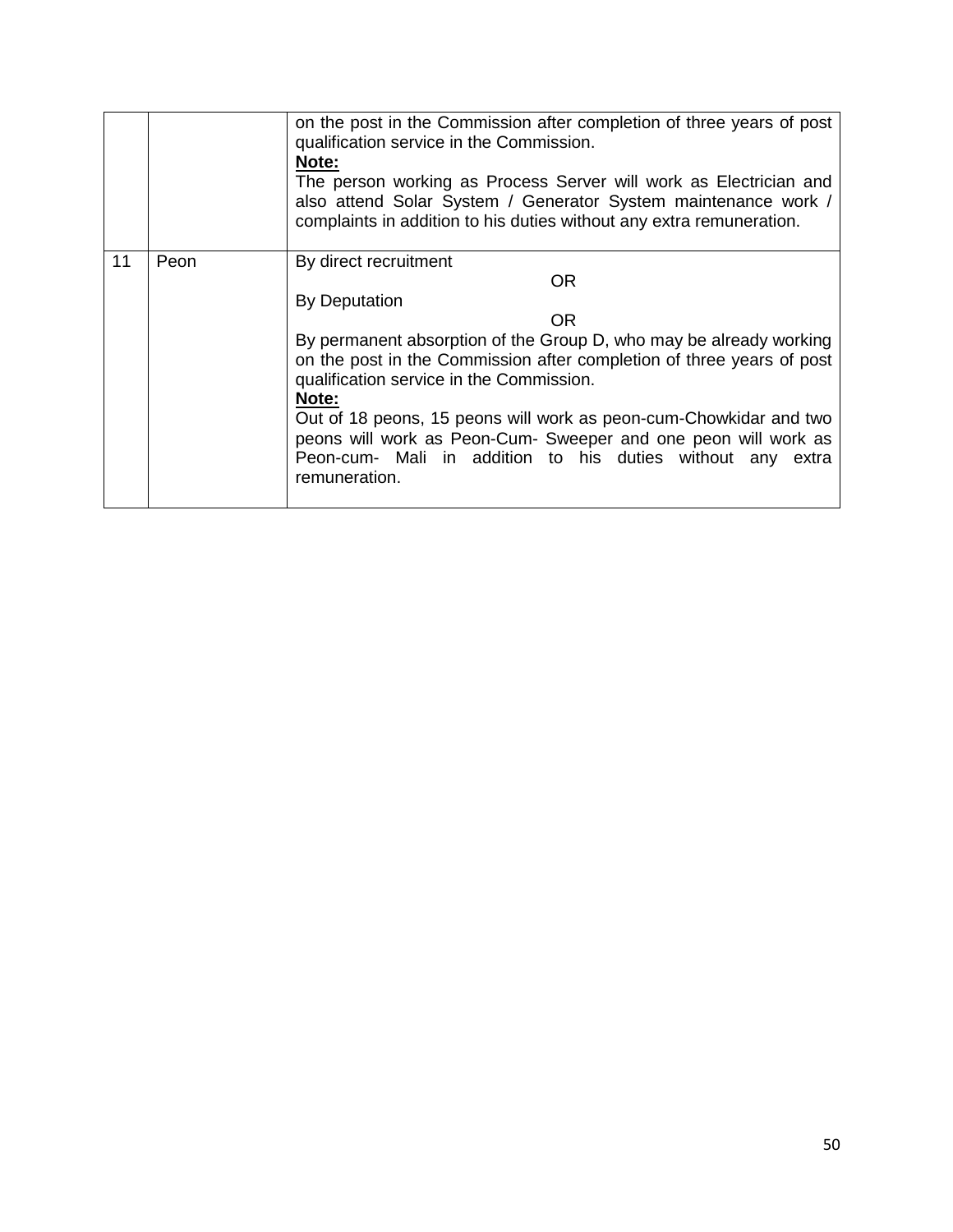| | | |
|---|---|---|
| | | on the post in the Commission after completion of three years of post qualification service in the Commission.<br>**Note:**<br>The person working as Process Server will work as Electrician and also attend Solar System / Generator System maintenance work / complaints in addition to his duties without any extra remuneration. |
| 11 | Peon | By direct recruitment<br>OR<br>By Deputation<br>OR<br>By permanent absorption of the Group D, who may be already working on the post in the Commission after completion of three years of post qualification service in the Commission.<br>**Note:**<br>Out of 18 peons, 15 peons will work as peon-cum-Chowkidar and two peons will work as Peon-Cum- Sweeper and one peon will work as Peon-cum- Mali in addition to his duties without any extra remuneration. |